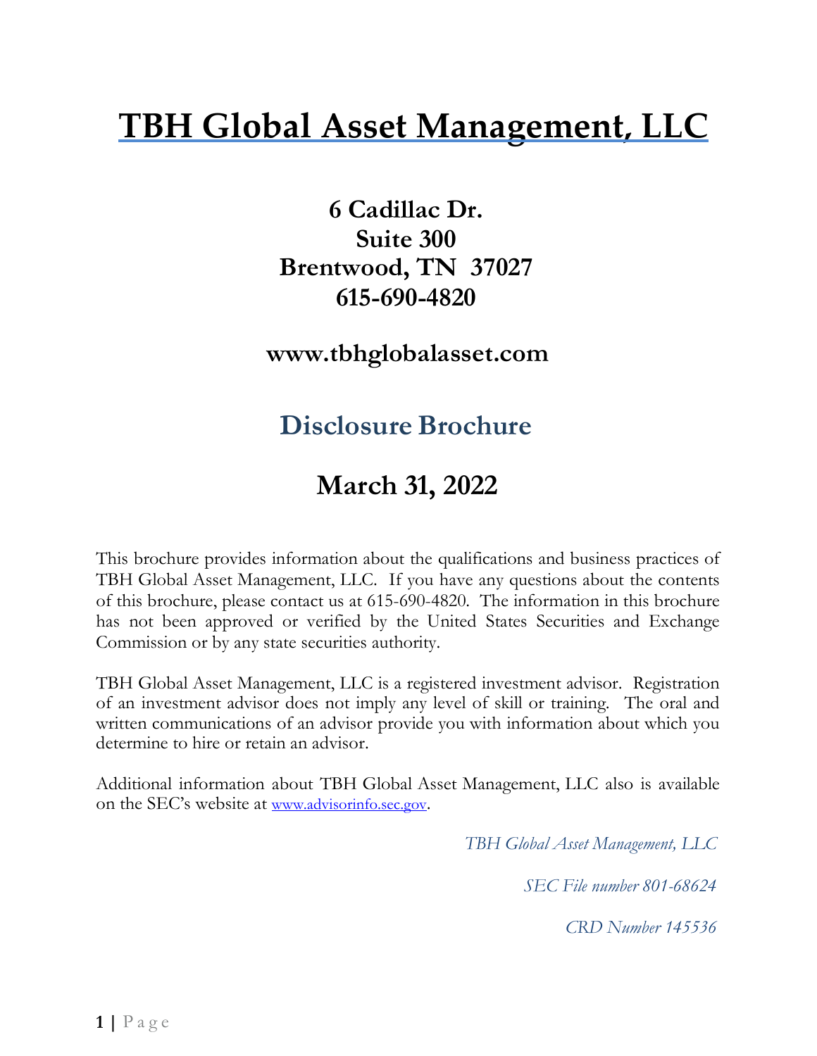# TBH Global Asset Management, LLC

**6 Cadillac Dr.**
**Suite 300**
**Brentwood, TN 37027**
**615-690-4820**

**www.tbhglobalasset.com**

## Disclosure Brochure

## March 31, 2022

This brochure provides information about the qualifications and business practices of TBH Global Asset Management, LLC. If you have any questions about the contents of this brochure, please contact us at 615-690-4820. The information in this brochure has not been approved or verified by the United States Securities and Exchange Commission or by any state securities authority.

TBH Global Asset Management, LLC is a registered investment advisor. Registration of an investment advisor does not imply any level of skill or training. The oral and written communications of an advisor provide you with information about which you determine to hire or retain an advisor.

Additional information about TBH Global Asset Management, LLC also is available on the SEC's website at www.advisorinfo.sec.gov.

*TBH Global Asset Management, LLC*

*SEC File number 801-68624*

*CRD Number 145536*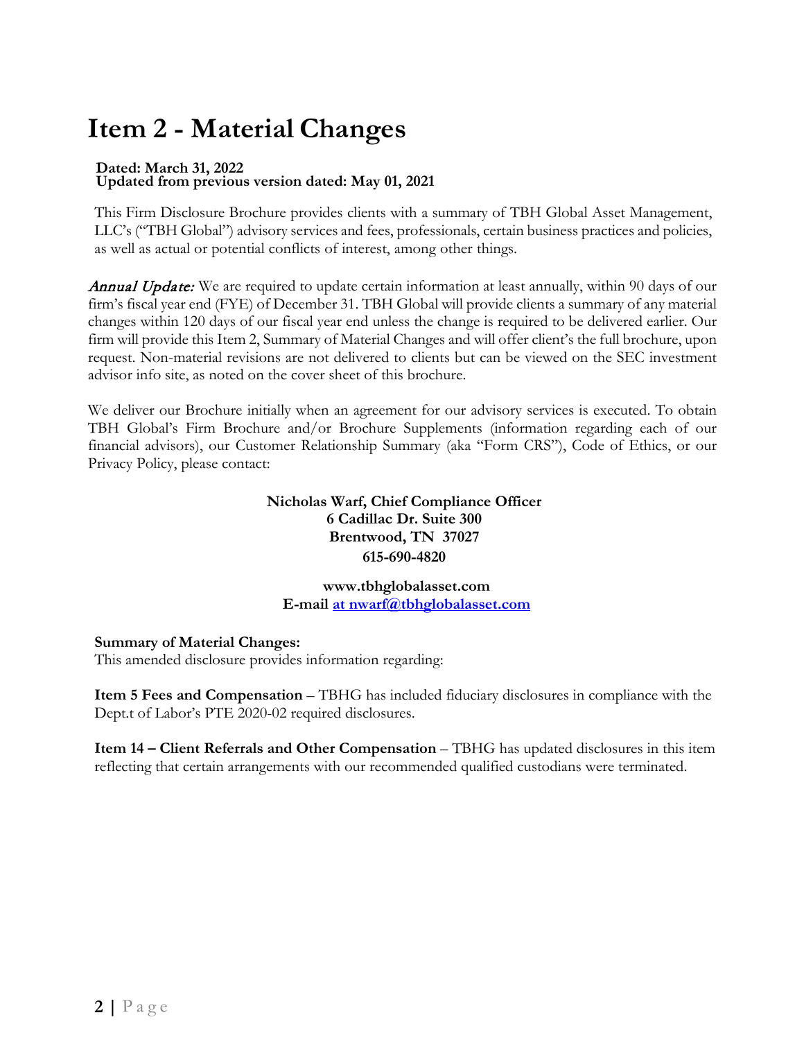# Item 2 - Material Changes

**Dated: March 31, 2022**
**Updated from previous version dated: May 01, 2021**

This Firm Disclosure Brochure provides clients with a summary of TBH Global Asset Management, LLC's ("TBH Global") advisory services and fees, professionals, certain business practices and policies, as well as actual or potential conflicts of interest, among other things.

***Annual Update:*** We are required to update certain information at least annually, within 90 days of our firm's fiscal year end (FYE) of December 31. TBH Global will provide clients a summary of any material changes within 120 days of our fiscal year end unless the change is required to be delivered earlier. Our firm will provide this Item 2, Summary of Material Changes and will offer client's the full brochure, upon request. Non-material revisions are not delivered to clients but can be viewed on the SEC investment advisor info site, as noted on the cover sheet of this brochure.

We deliver our Brochure initially when an agreement for our advisory services is executed. To obtain TBH Global's Firm Brochure and/or Brochure Supplements (information regarding each of our financial advisors), our Customer Relationship Summary (aka "Form CRS"), Code of Ethics, or our Privacy Policy, please contact:

**Nicholas Warf, Chief Compliance Officer**
**6 Cadillac Dr. Suite 300**
**Brentwood, TN 37027**
**615-690-4820**

**www.tbhglobalasset.com**
**E-mail at nwarf@tbhglobalasset.com**

**Summary of Material Changes:**
This amended disclosure provides information regarding:

**Item 5 Fees and Compensation** – TBHG has included fiduciary disclosures in compliance with the Dept.t of Labor's PTE 2020-02 required disclosures.

**Item 14 – Client Referrals and Other Compensation** – TBHG has updated disclosures in this item reflecting that certain arrangements with our recommended qualified custodians were terminated.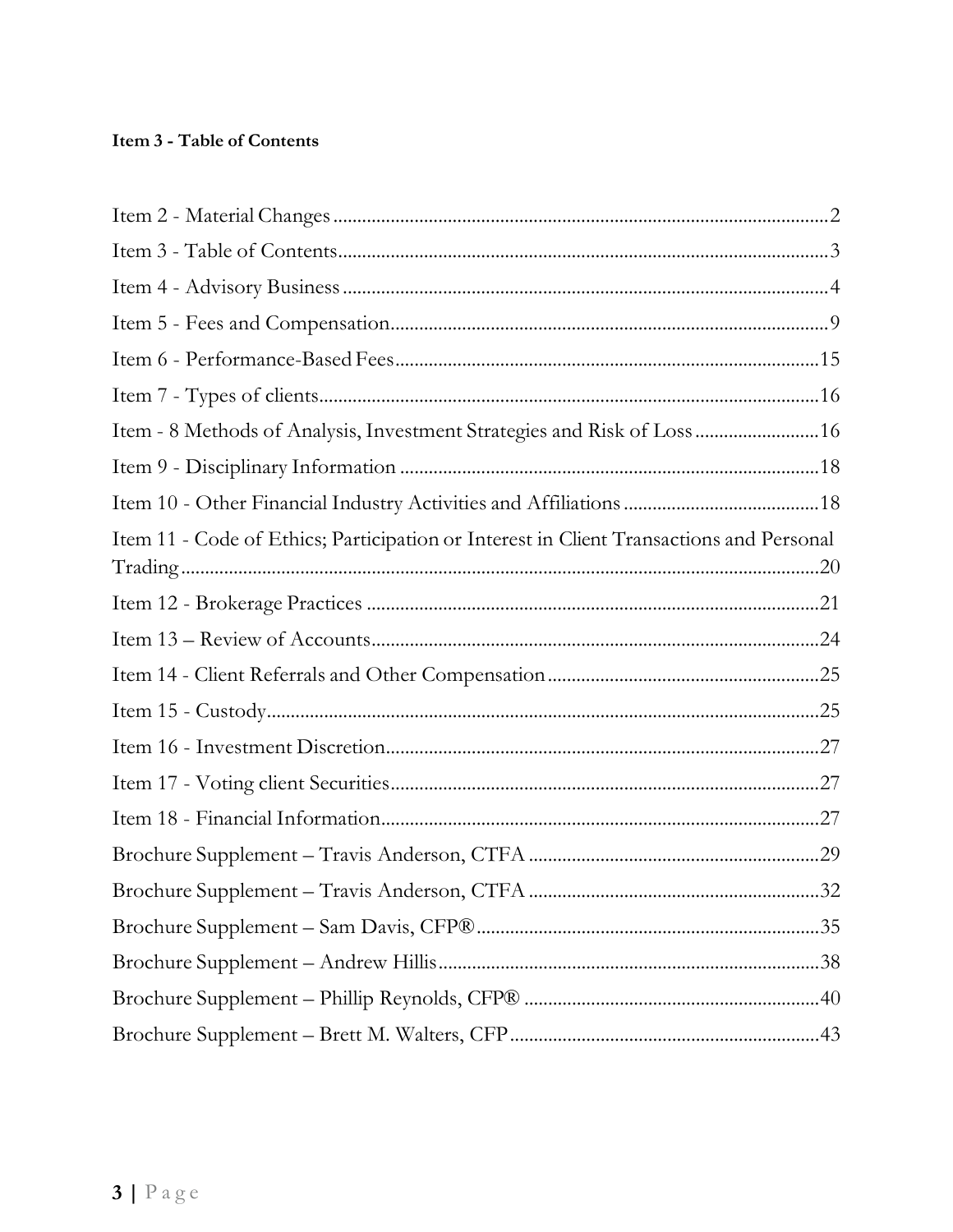**Item 3 - Table of Contents**

Item 2 - Material Changes ..........2
Item 3 - Table of Contents ..........3
Item 4 - Advisory Business ..........4
Item 5 - Fees and Compensation ..........9
Item 6 - Performance-Based Fees ..........15
Item 7 - Types of clients ..........16
Item - 8 Methods of Analysis, Investment Strategies and Risk of Loss ..........16
Item 9 - Disciplinary Information ..........18
Item 10 - Other Financial Industry Activities and Affiliations ..........18
Item 11 - Code of Ethics; Participation or Interest in Client Transactions and Personal Trading ..........20
Item 12 - Brokerage Practices ..........21
Item 13 – Review of Accounts ..........24
Item 14 - Client Referrals and Other Compensation ..........25
Item 15 - Custody ..........25
Item 16 - Investment Discretion ..........27
Item 17 - Voting client Securities ..........27
Item 18 - Financial Information ..........27
Brochure Supplement – Travis Anderson, CTFA ..........29
Brochure Supplement – Travis Anderson, CTFA ..........32
Brochure Supplement – Sam Davis, CFP® ..........35
Brochure Supplement – Andrew Hillis ..........38
Brochure Supplement – Phillip Reynolds, CFP® ..........40
Brochure Supplement – Brett M. Walters, CFP ..........43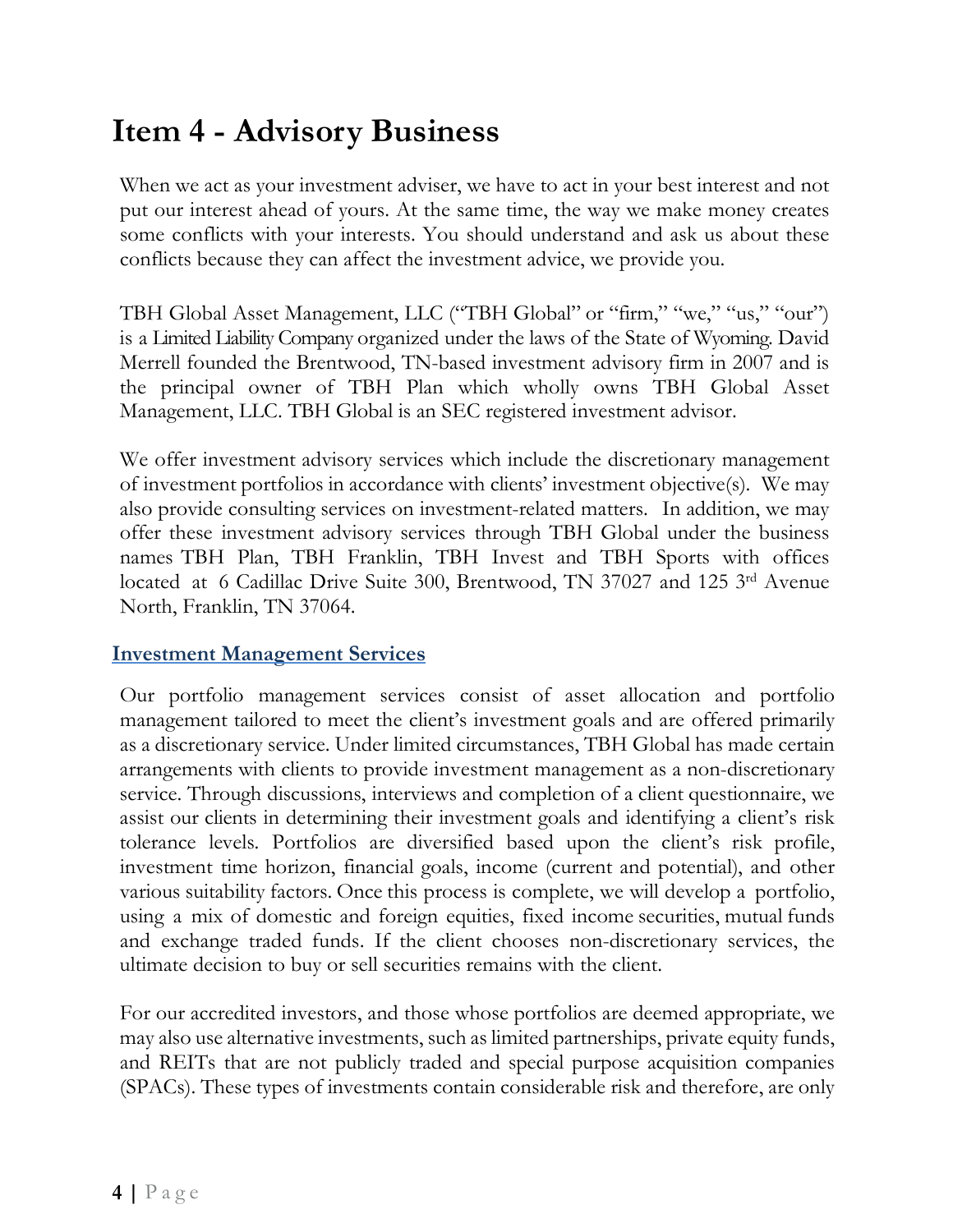# Item 4 - Advisory Business

When we act as your investment adviser, we have to act in your best interest and not put our interest ahead of yours. At the same time, the way we make money creates some conflicts with your interests. You should understand and ask us about these conflicts because they can affect the investment advice, we provide you.

TBH Global Asset Management, LLC ("TBH Global" or "firm," "we," "us," "our") is a Limited Liability Company organized under the laws of the State of Wyoming. David Merrell founded the Brentwood, TN-based investment advisory firm in 2007 and is the principal owner of TBH Plan which wholly owns TBH Global Asset Management, LLC. TBH Global is an SEC registered investment advisor.

We offer investment advisory services which include the discretionary management of investment portfolios in accordance with clients' investment objective(s). We may also provide consulting services on investment-related matters. In addition, we may offer these investment advisory services through TBH Global under the business names TBH Plan, TBH Franklin, TBH Invest and TBH Sports with offices located at 6 Cadillac Drive Suite 300, Brentwood, TN 37027 and 125 3rd Avenue North, Franklin, TN 37064.

## Investment Management Services

Our portfolio management services consist of asset allocation and portfolio management tailored to meet the client's investment goals and are offered primarily as a discretionary service. Under limited circumstances, TBH Global has made certain arrangements with clients to provide investment management as a non-discretionary service. Through discussions, interviews and completion of a client questionnaire, we assist our clients in determining their investment goals and identifying a client's risk tolerance levels. Portfolios are diversified based upon the client's risk profile, investment time horizon, financial goals, income (current and potential), and other various suitability factors. Once this process is complete, we will develop a portfolio, using a mix of domestic and foreign equities, fixed income securities, mutual funds and exchange traded funds. If the client chooses non-discretionary services, the ultimate decision to buy or sell securities remains with the client.

For our accredited investors, and those whose portfolios are deemed appropriate, we may also use alternative investments, such as limited partnerships, private equity funds, and REITs that are not publicly traded and special purpose acquisition companies (SPACs). These types of investments contain considerable risk and therefore, are only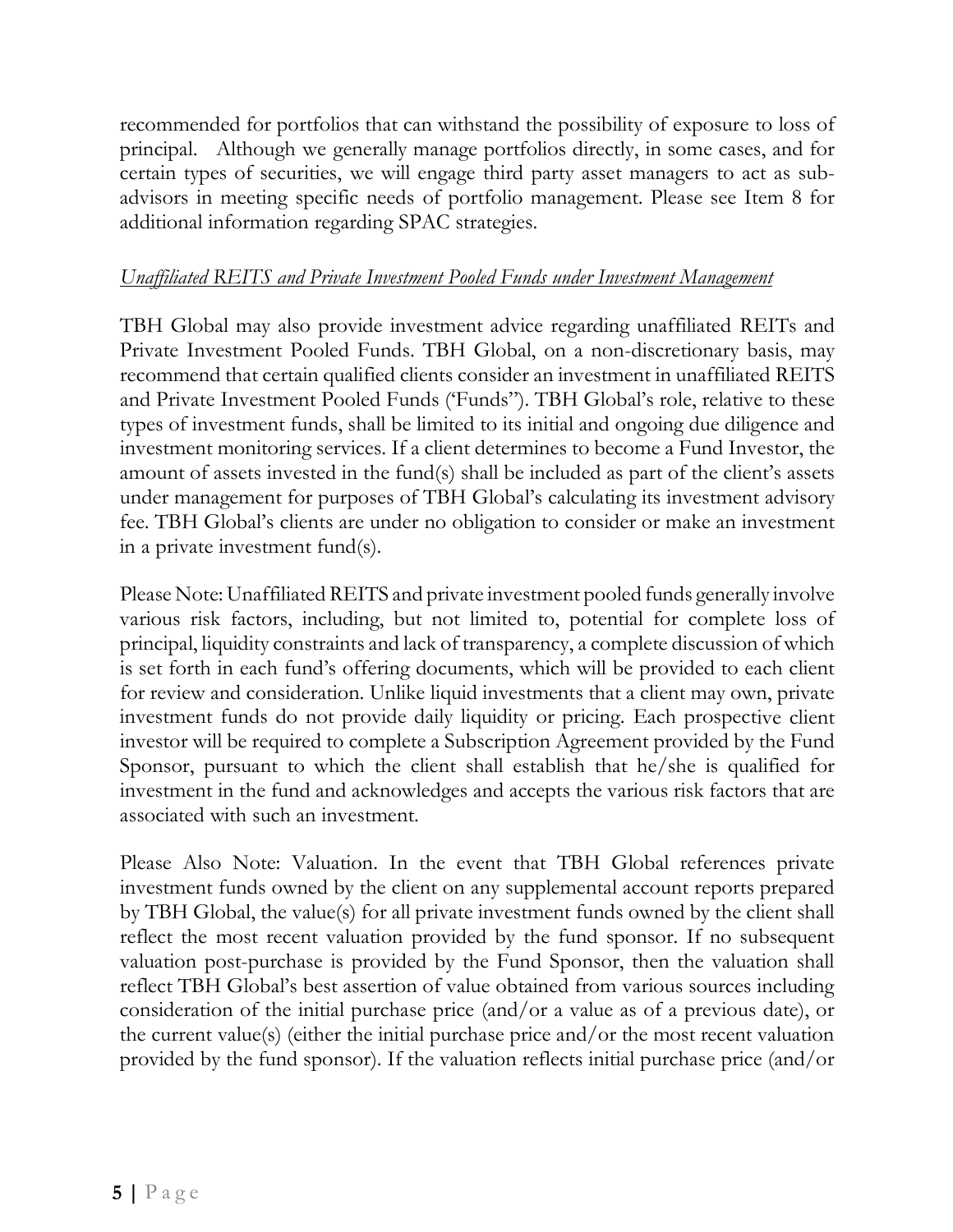recommended for portfolios that can withstand the possibility of exposure to loss of principal. Although we generally manage portfolios directly, in some cases, and for certain types of securities, we will engage third party asset managers to act as sub-advisors in meeting specific needs of portfolio management. Please see Item 8 for additional information regarding SPAC strategies.

*Unaffiliated REITS and Private Investment Pooled Funds under Investment Management*

TBH Global may also provide investment advice regarding unaffiliated REITs and Private Investment Pooled Funds. TBH Global, on a non-discretionary basis, may recommend that certain qualified clients consider an investment in unaffiliated REITS and Private Investment Pooled Funds ('Funds"). TBH Global's role, relative to these types of investment funds, shall be limited to its initial and ongoing due diligence and investment monitoring services. If a client determines to become a Fund Investor, the amount of assets invested in the fund(s) shall be included as part of the client's assets under management for purposes of TBH Global's calculating its investment advisory fee. TBH Global's clients are under no obligation to consider or make an investment in a private investment fund(s).

Please Note: Unaffiliated REITS and private investment pooled funds generally involve various risk factors, including, but not limited to, potential for complete loss of principal, liquidity constraints and lack of transparency, a complete discussion of which is set forth in each fund's offering documents, which will be provided to each client for review and consideration. Unlike liquid investments that a client may own, private investment funds do not provide daily liquidity or pricing. Each prospective client investor will be required to complete a Subscription Agreement provided by the Fund Sponsor, pursuant to which the client shall establish that he/she is qualified for investment in the fund and acknowledges and accepts the various risk factors that are associated with such an investment.

Please Also Note: Valuation. In the event that TBH Global references private investment funds owned by the client on any supplemental account reports prepared by TBH Global, the value(s) for all private investment funds owned by the client shall reflect the most recent valuation provided by the fund sponsor. If no subsequent valuation post-purchase is provided by the Fund Sponsor, then the valuation shall reflect TBH Global's best assertion of value obtained from various sources including consideration of the initial purchase price (and/or a value as of a previous date), or the current value(s) (either the initial purchase price and/or the most recent valuation provided by the fund sponsor). If the valuation reflects initial purchase price (and/or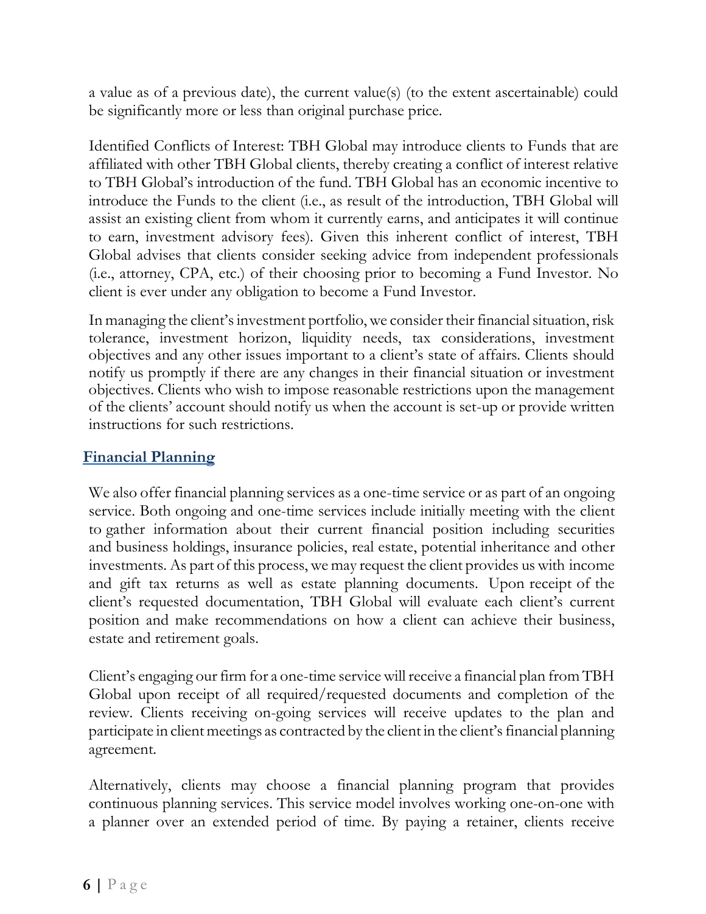a value as of a previous date), the current value(s) (to the extent ascertainable) could be significantly more or less than original purchase price.

Identified Conflicts of Interest: TBH Global may introduce clients to Funds that are affiliated with other TBH Global clients, thereby creating a conflict of interest relative to TBH Global's introduction of the fund. TBH Global has an economic incentive to introduce the Funds to the client (i.e., as result of the introduction, TBH Global will assist an existing client from whom it currently earns, and anticipates it will continue to earn, investment advisory fees). Given this inherent conflict of interest, TBH Global advises that clients consider seeking advice from independent professionals (i.e., attorney, CPA, etc.) of their choosing prior to becoming a Fund Investor. No client is ever under any obligation to become a Fund Investor.

In managing the client's investment portfolio, we consider their financial situation, risk tolerance, investment horizon, liquidity needs, tax considerations, investment objectives and any other issues important to a client's state of affairs. Clients should notify us promptly if there are any changes in their financial situation or investment objectives. Clients who wish to impose reasonable restrictions upon the management of the clients' account should notify us when the account is set-up or provide written instructions for such restrictions.

## Financial Planning

We also offer financial planning services as a one-time service or as part of an ongoing service. Both ongoing and one-time services include initially meeting with the client to gather information about their current financial position including securities and business holdings, insurance policies, real estate, potential inheritance and other investments. As part of this process, we may request the client provides us with income and gift tax returns as well as estate planning documents. Upon receipt of the client's requested documentation, TBH Global will evaluate each client's current position and make recommendations on how a client can achieve their business, estate and retirement goals.

Client's engaging our firm for a one-time service will receive a financial plan from TBH Global upon receipt of all required/requested documents and completion of the review. Clients receiving on-going services will receive updates to the plan and participate in client meetings as contracted by the client in the client's financial planning agreement.

Alternatively, clients may choose a financial planning program that provides continuous planning services. This service model involves working one-on-one with a planner over an extended period of time. By paying a retainer, clients receive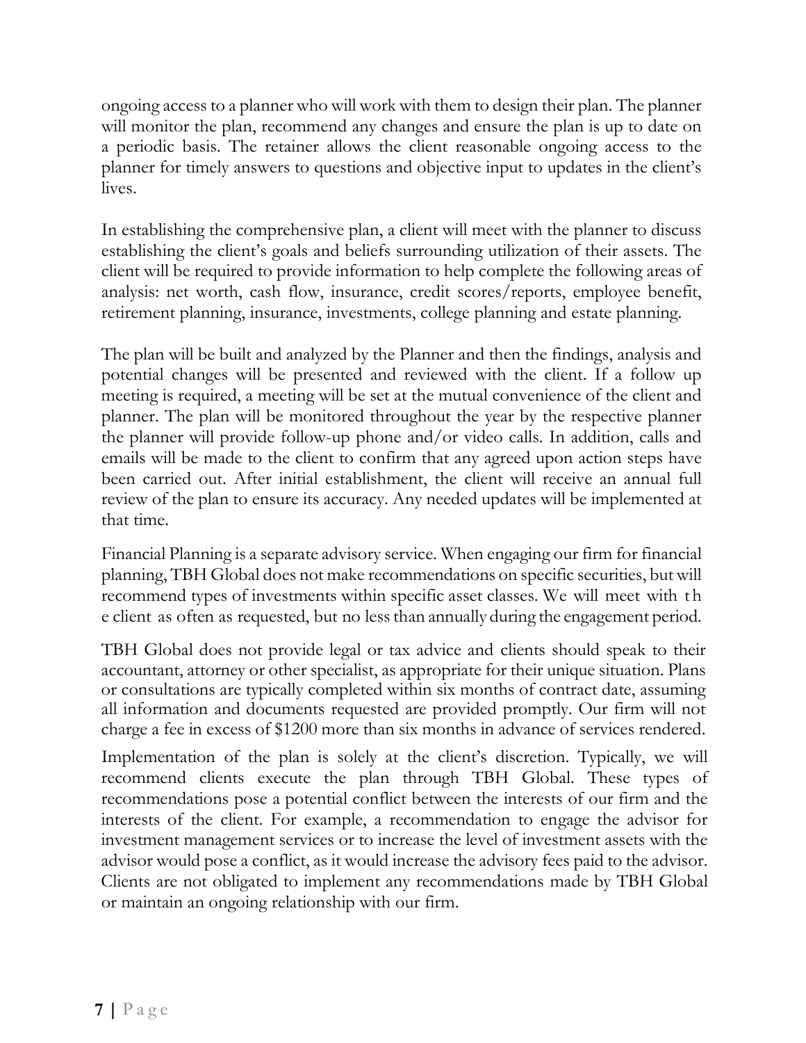ongoing access to a planner who will work with them to design their plan. The planner will monitor the plan, recommend any changes and ensure the plan is up to date on a periodic basis. The retainer allows the client reasonable ongoing access to the planner for timely answers to questions and objective input to updates in the client's lives.

In establishing the comprehensive plan, a client will meet with the planner to discuss establishing the client's goals and beliefs surrounding utilization of their assets. The client will be required to provide information to help complete the following areas of analysis: net worth, cash flow, insurance, credit scores/reports, employee benefit, retirement planning, insurance, investments, college planning and estate planning.

The plan will be built and analyzed by the Planner and then the findings, analysis and potential changes will be presented and reviewed with the client. If a follow up meeting is required, a meeting will be set at the mutual convenience of the client and planner. The plan will be monitored throughout the year by the respective planner the planner will provide follow-up phone and/or video calls. In addition, calls and emails will be made to the client to confirm that any agreed upon action steps have been carried out. After initial establishment, the client will receive an annual full review of the plan to ensure its accuracy. Any needed updates will be implemented at that time.

Financial Planning is a separate advisory service. When engaging our firm for financial planning, TBH Global does not make recommendations on specific securities, but will recommend types of investments within specific asset classes. We will meet with the client as often as requested, but no less than annually during the engagement period.

TBH Global does not provide legal or tax advice and clients should speak to their accountant, attorney or other specialist, as appropriate for their unique situation. Plans or consultations are typically completed within six months of contract date, assuming all information and documents requested are provided promptly. Our firm will not charge a fee in excess of $1200 more than six months in advance of services rendered.

Implementation of the plan is solely at the client's discretion. Typically, we will recommend clients execute the plan through TBH Global. These types of recommendations pose a potential conflict between the interests of our firm and the interests of the client. For example, a recommendation to engage the advisor for investment management services or to increase the level of investment assets with the advisor would pose a conflict, as it would increase the advisory fees paid to the advisor. Clients are not obligated to implement any recommendations made by TBH Global or maintain an ongoing relationship with our firm.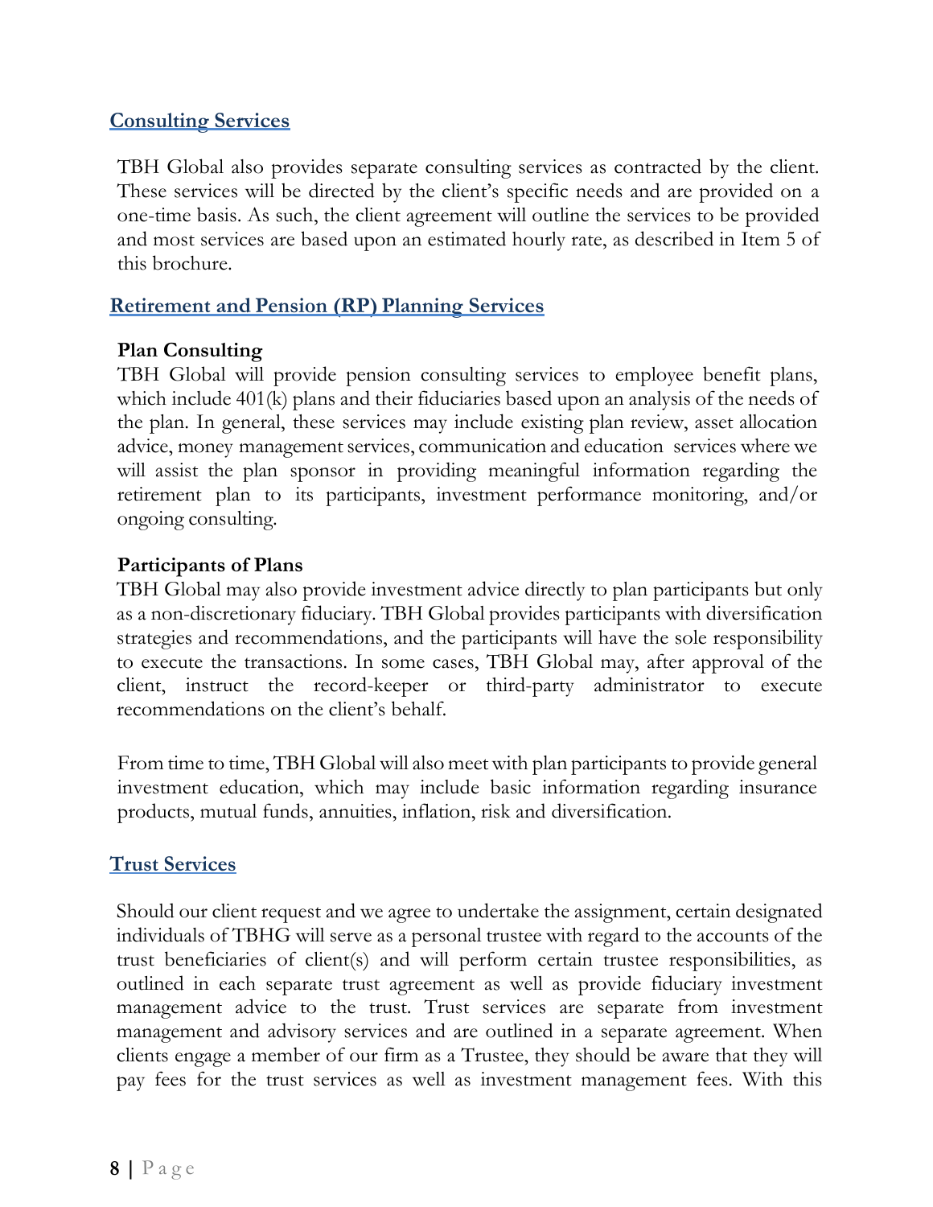## Consulting Services

TBH Global also provides separate consulting services as contracted by the client. These services will be directed by the client's specific needs and are provided on a one-time basis. As such, the client agreement will outline the services to be provided and most services are based upon an estimated hourly rate, as described in Item 5 of this brochure.

## Retirement and Pension (RP) Planning Services

**Plan Consulting**

TBH Global will provide pension consulting services to employee benefit plans, which include 401(k) plans and their fiduciaries based upon an analysis of the needs of the plan. In general, these services may include existing plan review, asset allocation advice, money management services, communication and education services where we will assist the plan sponsor in providing meaningful information regarding the retirement plan to its participants, investment performance monitoring, and/or ongoing consulting.

**Participants of Plans**

TBH Global may also provide investment advice directly to plan participants but only as a non-discretionary fiduciary. TBH Global provides participants with diversification strategies and recommendations, and the participants will have the sole responsibility to execute the transactions. In some cases, TBH Global may, after approval of the client, instruct the record-keeper or third-party administrator to execute recommendations on the client's behalf.

From time to time, TBH Global will also meet with plan participants to provide general investment education, which may include basic information regarding insurance products, mutual funds, annuities, inflation, risk and diversification.

## Trust Services

Should our client request and we agree to undertake the assignment, certain designated individuals of TBHG will serve as a personal trustee with regard to the accounts of the trust beneficiaries of client(s) and will perform certain trustee responsibilities, as outlined in each separate trust agreement as well as provide fiduciary investment management advice to the trust. Trust services are separate from investment management and advisory services and are outlined in a separate agreement. When clients engage a member of our firm as a Trustee, they should be aware that they will pay fees for the trust services as well as investment management fees. With this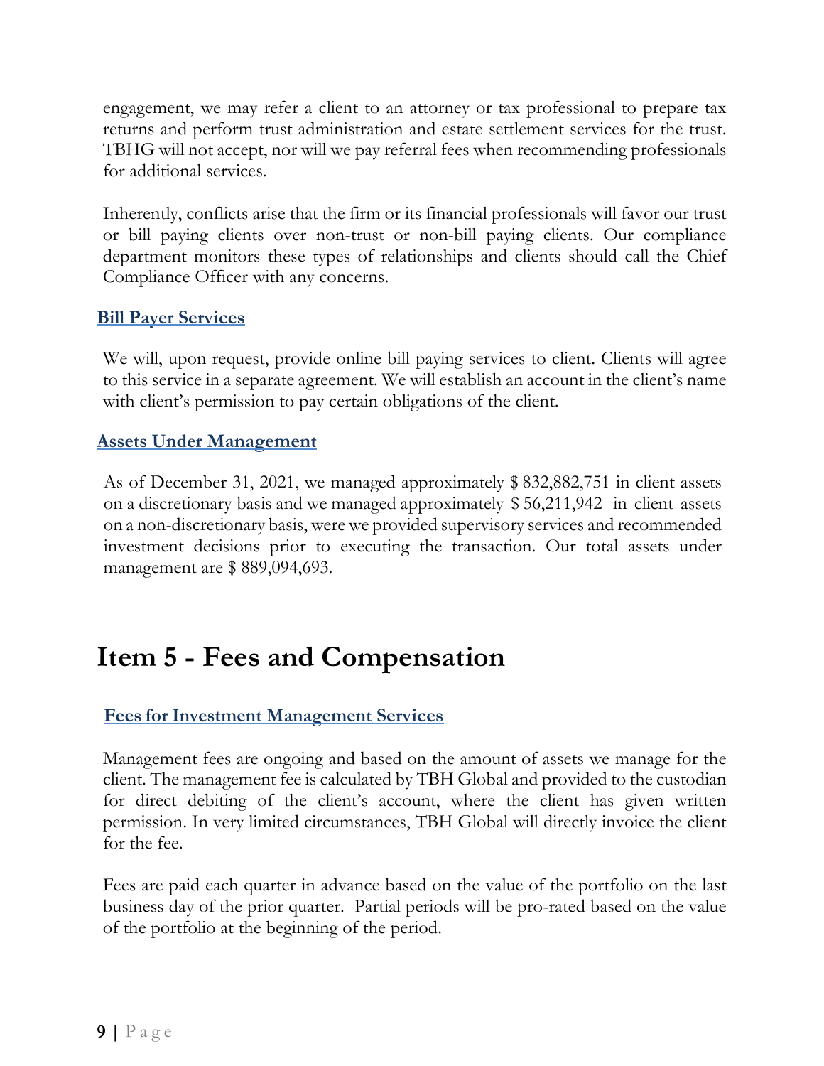engagement, we may refer a client to an attorney or tax professional to prepare tax returns and perform trust administration and estate settlement services for the trust. TBHG will not accept, nor will we pay referral fees when recommending professionals for additional services.

Inherently, conflicts arise that the firm or its financial professionals will favor our trust or bill paying clients over non-trust or non-bill paying clients. Our compliance department monitors these types of relationships and clients should call the Chief Compliance Officer with any concerns.

### Bill Payer Services

We will, upon request, provide online bill paying services to client. Clients will agree to this service in a separate agreement. We will establish an account in the client's name with client's permission to pay certain obligations of the client.

### Assets Under Management

As of December 31, 2021, we managed approximately $ 832,882,751 in client assets on a discretionary basis and we managed approximately $ 56,211,942 in client assets on a non-discretionary basis, were we provided supervisory services and recommended investment decisions prior to executing the transaction. Our total assets under management are $ 889,094,693.

# Item 5 - Fees and Compensation

### Fees for Investment Management Services

Management fees are ongoing and based on the amount of assets we manage for the client. The management fee is calculated by TBH Global and provided to the custodian for direct debiting of the client's account, where the client has given written permission. In very limited circumstances, TBH Global will directly invoice the client for the fee.

Fees are paid each quarter in advance based on the value of the portfolio on the last business day of the prior quarter. Partial periods will be pro-rated based on the value of the portfolio at the beginning of the period.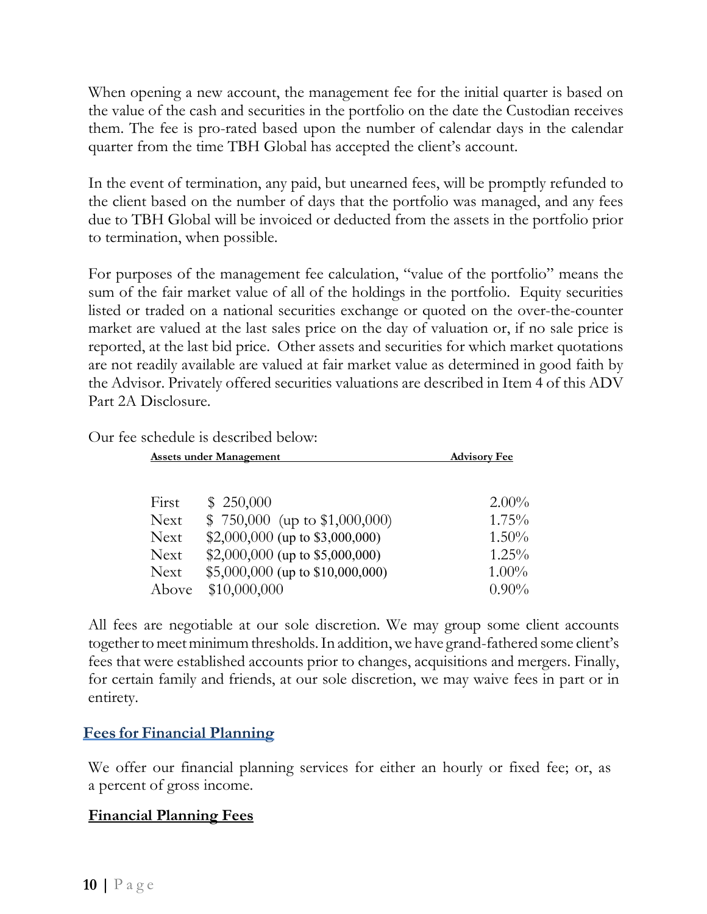When opening a new account, the management fee for the initial quarter is based on the value of the cash and securities in the portfolio on the date the Custodian receives them. The fee is pro-rated based upon the number of calendar days in the calendar quarter from the time TBH Global has accepted the client's account.

In the event of termination, any paid, but unearned fees, will be promptly refunded to the client based on the number of days that the portfolio was managed, and any fees due to TBH Global will be invoiced or deducted from the assets in the portfolio prior to termination, when possible.

For purposes of the management fee calculation, "value of the portfolio" means the sum of the fair market value of all of the holdings in the portfolio. Equity securities listed or traded on a national securities exchange or quoted on the over-the-counter market are valued at the last sales price on the day of valuation or, if no sale price is reported, at the last bid price. Other assets and securities for which market quotations are not readily available are valued at fair market value as determined in good faith by the Advisor. Privately offered securities valuations are described in Item 4 of this ADV Part 2A Disclosure.

Our fee schedule is described below:

| Assets under Management | | Advisory Fee |
|---|---|---|
| First | $ 250,000 | 2.00% |
| Next | $ 750,000 (up to $1,000,000) | 1.75% |
| Next | $2,000,000 (up to $3,000,000) | 1.50% |
| Next | $2,000,000 (up to $5,000,000) | 1.25% |
| Next | $5,000,000 (up to $10,000,000) | 1.00% |
| Above | $10,000,000 | 0.90% |

All fees are negotiable at our sole discretion. We may group some client accounts together to meet minimum thresholds. In addition, we have grand-fathered some client's fees that were established accounts prior to changes, acquisitions and mergers. Finally, for certain family and friends, at our sole discretion, we may waive fees in part or in entirety.

## Fees for Financial Planning

We offer our financial planning services for either an hourly or fixed fee; or, as a percent of gross income.

### Financial Planning Fees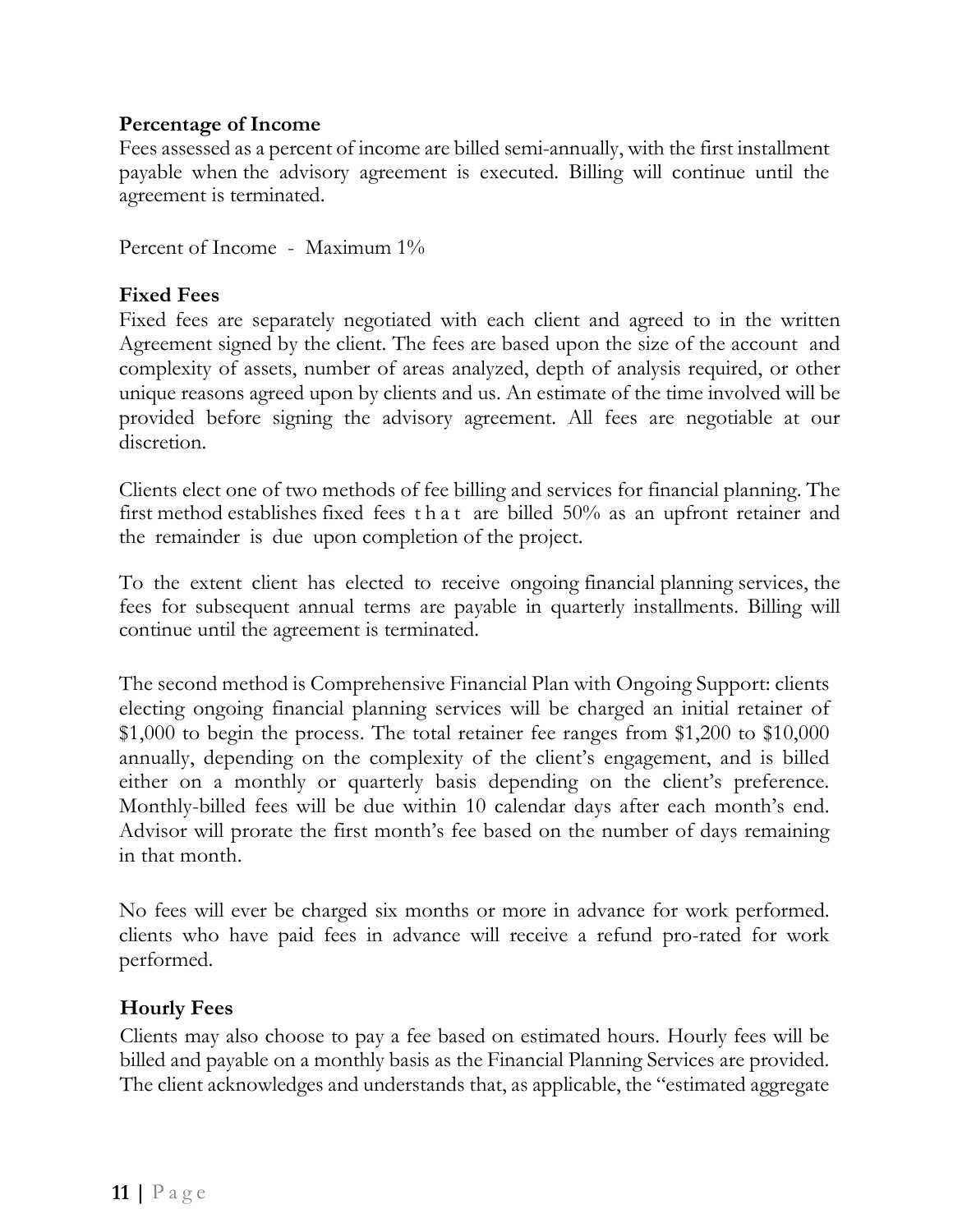**Percentage of Income**

Fees assessed as a percent of income are billed semi-annually, with the first installment payable when the advisory agreement is executed. Billing will continue until the agreement is terminated.

Percent of Income - Maximum 1%

**Fixed Fees**

Fixed fees are separately negotiated with each client and agreed to in the written Agreement signed by the client. The fees are based upon the size of the account and complexity of assets, number of areas analyzed, depth of analysis required, or other unique reasons agreed upon by clients and us. An estimate of the time involved will be provided before signing the advisory agreement. All fees are negotiable at our discretion.

Clients elect one of two methods of fee billing and services for financial planning. The first method establishes fixed fees that are billed 50% as an upfront retainer and the remainder is due upon completion of the project.

To the extent client has elected to receive ongoing financial planning services, the fees for subsequent annual terms are payable in quarterly installments. Billing will continue until the agreement is terminated.

The second method is Comprehensive Financial Plan with Ongoing Support: clients electing ongoing financial planning services will be charged an initial retainer of $1,000 to begin the process. The total retainer fee ranges from $1,200 to $10,000 annually, depending on the complexity of the client's engagement, and is billed either on a monthly or quarterly basis depending on the client's preference. Monthly-billed fees will be due within 10 calendar days after each month's end. Advisor will prorate the first month's fee based on the number of days remaining in that month.

No fees will ever be charged six months or more in advance for work performed. clients who have paid fees in advance will receive a refund pro-rated for work performed.

**Hourly Fees**

Clients may also choose to pay a fee based on estimated hours. Hourly fees will be billed and payable on a monthly basis as the Financial Planning Services are provided. The client acknowledges and understands that, as applicable, the "estimated aggregate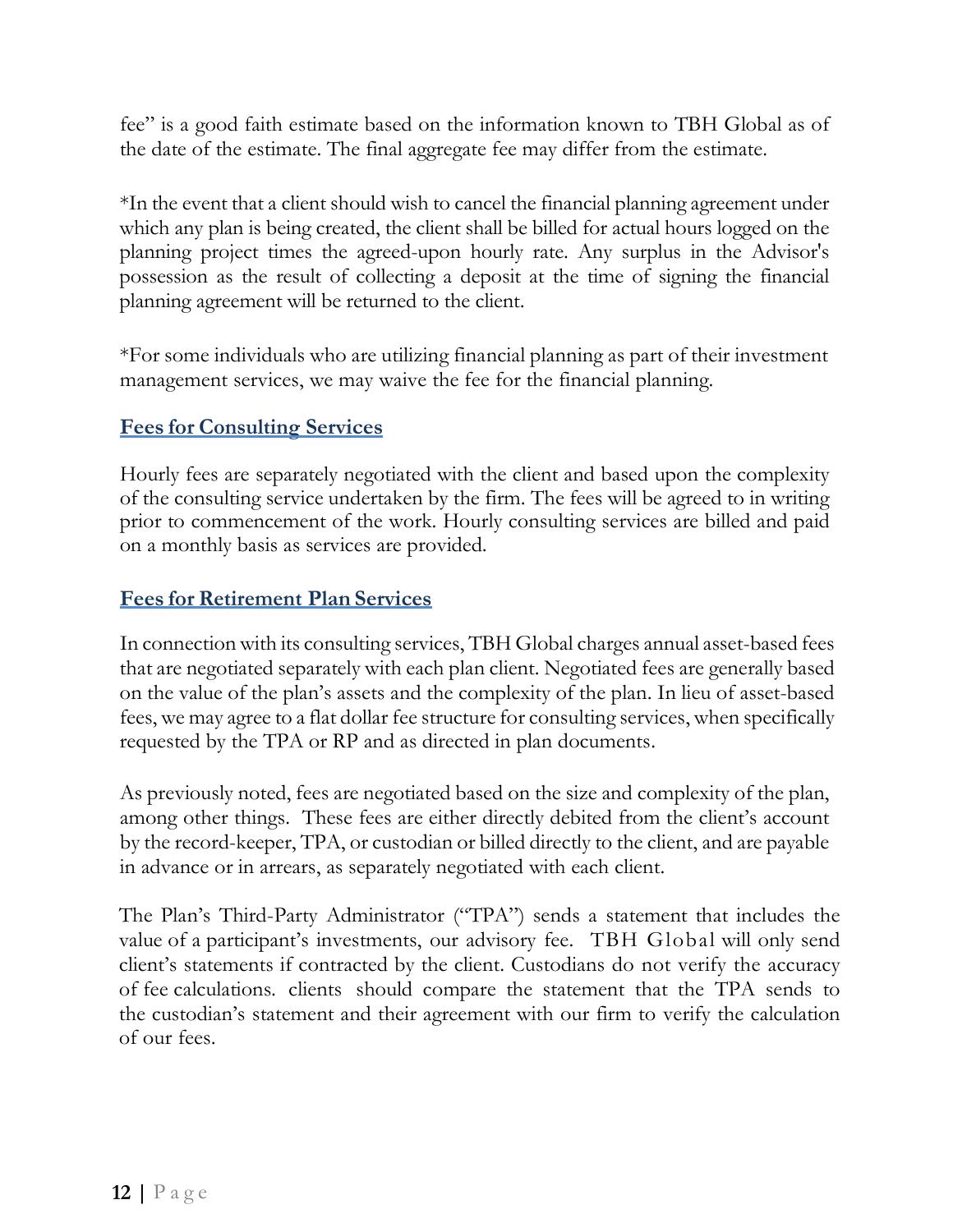fee" is a good faith estimate based on the information known to TBH Global as of the date of the estimate. The final aggregate fee may differ from the estimate.

*In the event that a client should wish to cancel the financial planning agreement under which any plan is being created, the client shall be billed for actual hours logged on the planning project times the agreed-upon hourly rate. Any surplus in the Advisor's possession as the result of collecting a deposit at the time of signing the financial planning agreement will be returned to the client.

*For some individuals who are utilizing financial planning as part of their investment management services, we may waive the fee for the financial planning.

### Fees for Consulting Services

Hourly fees are separately negotiated with the client and based upon the complexity of the consulting service undertaken by the firm. The fees will be agreed to in writing prior to commencement of the work. Hourly consulting services are billed and paid on a monthly basis as services are provided.

### Fees for Retirement Plan Services

In connection with its consulting services, TBH Global charges annual asset-based fees that are negotiated separately with each plan client. Negotiated fees are generally based on the value of the plan's assets and the complexity of the plan. In lieu of asset-based fees, we may agree to a flat dollar fee structure for consulting services, when specifically requested by the TPA or RP and as directed in plan documents.

As previously noted, fees are negotiated based on the size and complexity of the plan, among other things. These fees are either directly debited from the client's account by the record-keeper, TPA, or custodian or billed directly to the client, and are payable in advance or in arrears, as separately negotiated with each client.

The Plan's Third-Party Administrator ("TPA") sends a statement that includes the value of a participant's investments, our advisory fee. TBH Global will only send client's statements if contracted by the client. Custodians do not verify the accuracy of fee calculations. clients should compare the statement that the TPA sends to the custodian's statement and their agreement with our firm to verify the calculation of our fees.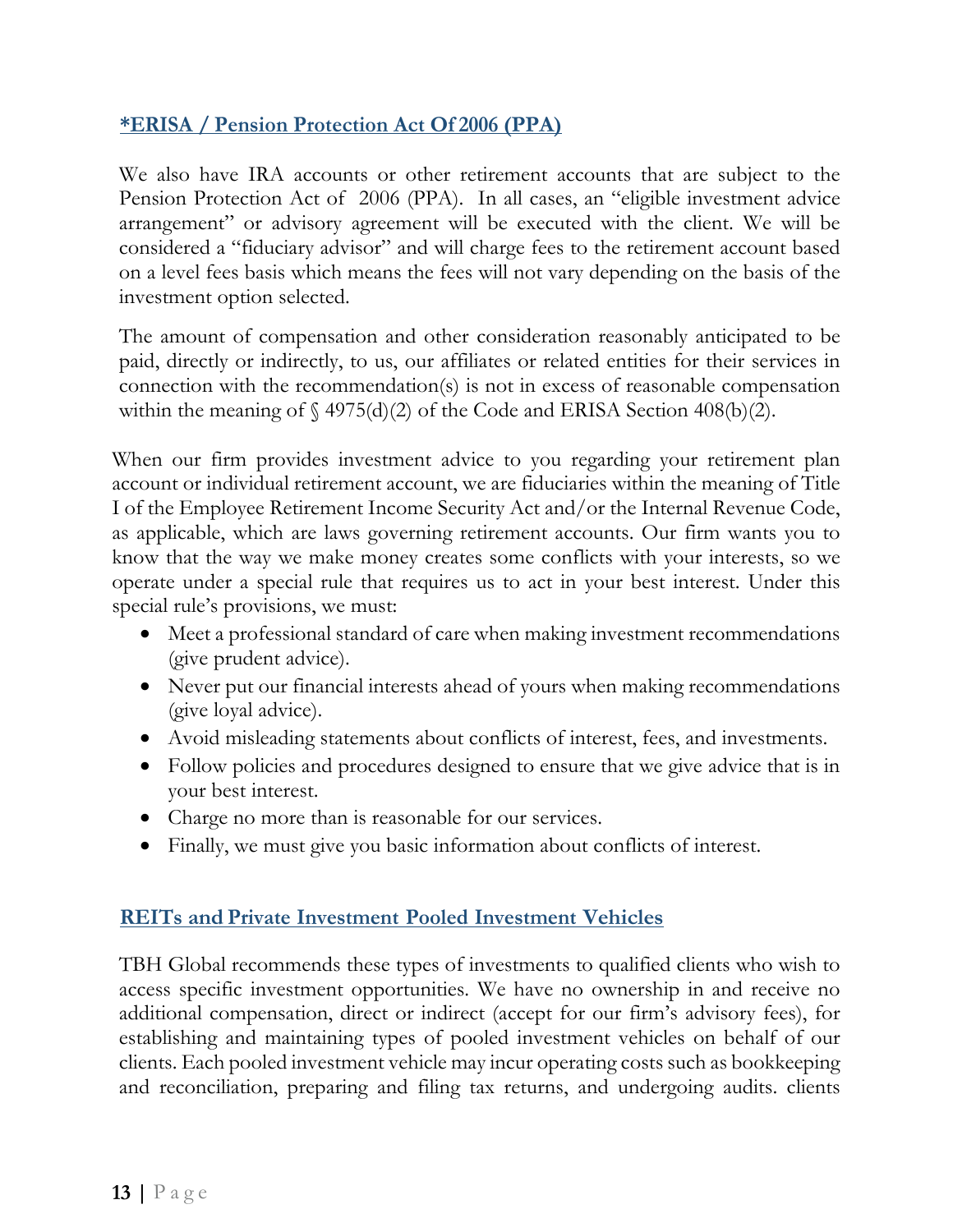## *ERISA / Pension Protection Act Of 2006 (PPA)

We also have IRA accounts or other retirement accounts that are subject to the Pension Protection Act of 2006 (PPA). In all cases, an "eligible investment advice arrangement" or advisory agreement will be executed with the client. We will be considered a "fiduciary advisor" and will charge fees to the retirement account based on a level fees basis which means the fees will not vary depending on the basis of the investment option selected.

The amount of compensation and other consideration reasonably anticipated to be paid, directly or indirectly, to us, our affiliates or related entities for their services in connection with the recommendation(s) is not in excess of reasonable compensation within the meaning of § 4975(d)(2) of the Code and ERISA Section 408(b)(2).

When our firm provides investment advice to you regarding your retirement plan account or individual retirement account, we are fiduciaries within the meaning of Title I of the Employee Retirement Income Security Act and/or the Internal Revenue Code, as applicable, which are laws governing retirement accounts. Our firm wants you to know that the way we make money creates some conflicts with your interests, so we operate under a special rule that requires us to act in your best interest. Under this special rule's provisions, we must:

- Meet a professional standard of care when making investment recommendations (give prudent advice).
- Never put our financial interests ahead of yours when making recommendations (give loyal advice).
- Avoid misleading statements about conflicts of interest, fees, and investments.
- Follow policies and procedures designed to ensure that we give advice that is in your best interest.
- Charge no more than is reasonable for our services.
- Finally, we must give you basic information about conflicts of interest.

## REITs and Private Investment Pooled Investment Vehicles

TBH Global recommends these types of investments to qualified clients who wish to access specific investment opportunities. We have no ownership in and receive no additional compensation, direct or indirect (accept for our firm's advisory fees), for establishing and maintaining types of pooled investment vehicles on behalf of our clients. Each pooled investment vehicle may incur operating costs such as bookkeeping and reconciliation, preparing and filing tax returns, and undergoing audits. clients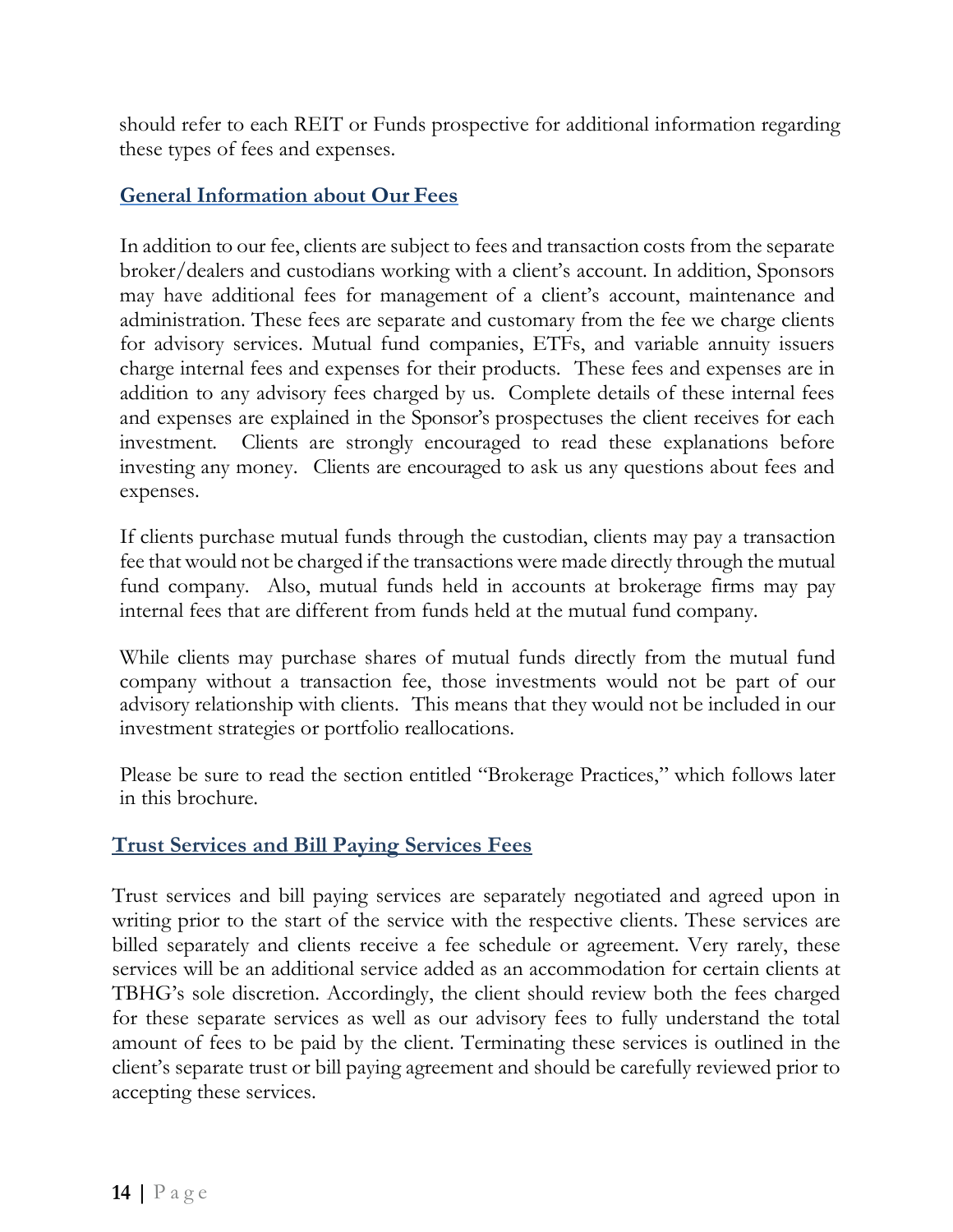should refer to each REIT or Funds prospective for additional information regarding these types of fees and expenses.

## General Information about Our Fees

In addition to our fee, clients are subject to fees and transaction costs from the separate broker/dealers and custodians working with a client's account. In addition, Sponsors may have additional fees for management of a client's account, maintenance and administration. These fees are separate and customary from the fee we charge clients for advisory services. Mutual fund companies, ETFs, and variable annuity issuers charge internal fees and expenses for their products. These fees and expenses are in addition to any advisory fees charged by us. Complete details of these internal fees and expenses are explained in the Sponsor's prospectuses the client receives for each investment. Clients are strongly encouraged to read these explanations before investing any money. Clients are encouraged to ask us any questions about fees and expenses.

If clients purchase mutual funds through the custodian, clients may pay a transaction fee that would not be charged if the transactions were made directly through the mutual fund company. Also, mutual funds held in accounts at brokerage firms may pay internal fees that are different from funds held at the mutual fund company.

While clients may purchase shares of mutual funds directly from the mutual fund company without a transaction fee, those investments would not be part of our advisory relationship with clients. This means that they would not be included in our investment strategies or portfolio reallocations.

Please be sure to read the section entitled "Brokerage Practices," which follows later in this brochure.

## Trust Services and Bill Paying Services Fees

Trust services and bill paying services are separately negotiated and agreed upon in writing prior to the start of the service with the respective clients. These services are billed separately and clients receive a fee schedule or agreement. Very rarely, these services will be an additional service added as an accommodation for certain clients at TBHG's sole discretion. Accordingly, the client should review both the fees charged for these separate services as well as our advisory fees to fully understand the total amount of fees to be paid by the client. Terminating these services is outlined in the client's separate trust or bill paying agreement and should be carefully reviewed prior to accepting these services.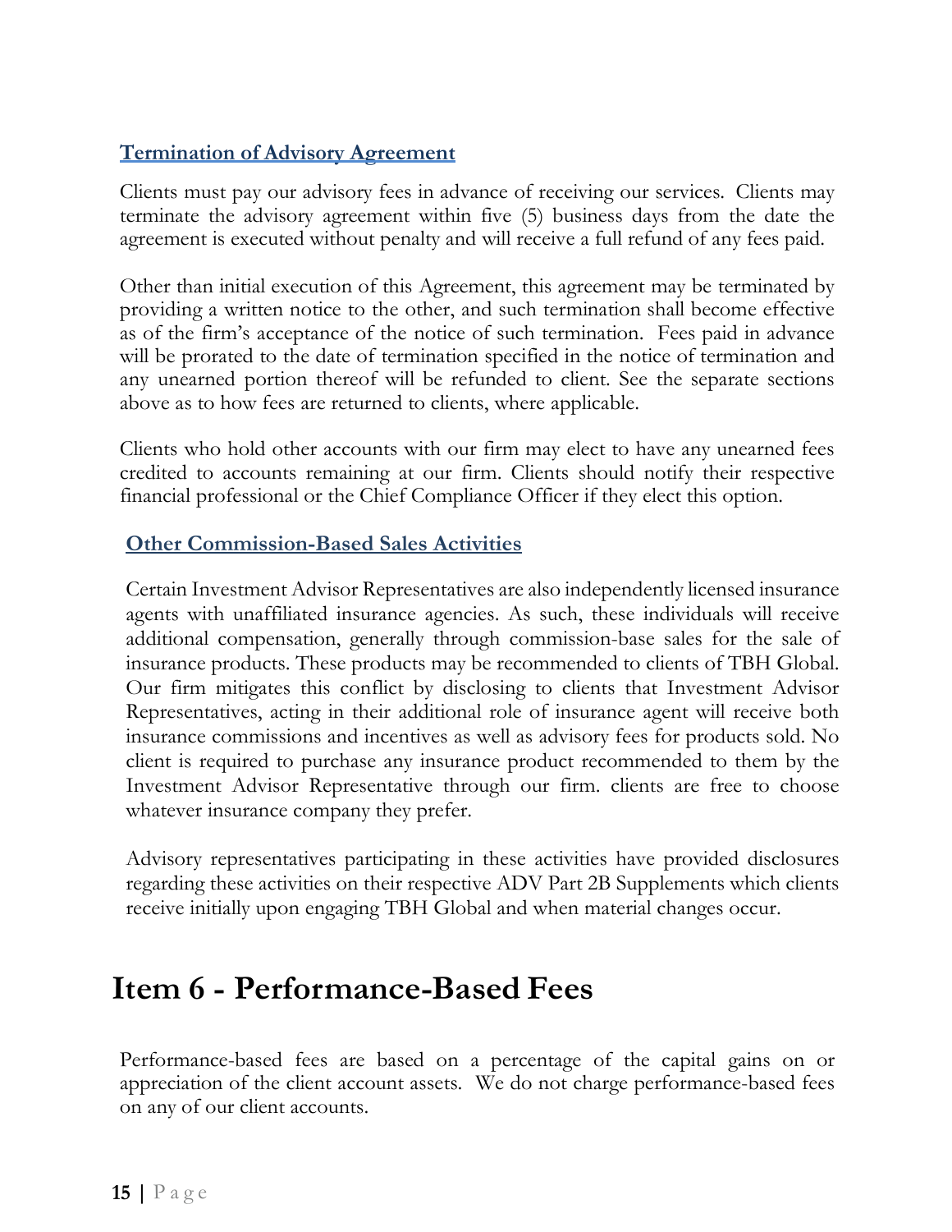### Termination of Advisory Agreement

Clients must pay our advisory fees in advance of receiving our services. Clients may terminate the advisory agreement within five (5) business days from the date the agreement is executed without penalty and will receive a full refund of any fees paid.

Other than initial execution of this Agreement, this agreement may be terminated by providing a written notice to the other, and such termination shall become effective as of the firm's acceptance of the notice of such termination. Fees paid in advance will be prorated to the date of termination specified in the notice of termination and any unearned portion thereof will be refunded to client. See the separate sections above as to how fees are returned to clients, where applicable.

Clients who hold other accounts with our firm may elect to have any unearned fees credited to accounts remaining at our firm. Clients should notify their respective financial professional or the Chief Compliance Officer if they elect this option.

### Other Commission-Based Sales Activities

Certain Investment Advisor Representatives are also independently licensed insurance agents with unaffiliated insurance agencies. As such, these individuals will receive additional compensation, generally through commission-base sales for the sale of insurance products. These products may be recommended to clients of TBH Global. Our firm mitigates this conflict by disclosing to clients that Investment Advisor Representatives, acting in their additional role of insurance agent will receive both insurance commissions and incentives as well as advisory fees for products sold. No client is required to purchase any insurance product recommended to them by the Investment Advisor Representative through our firm. clients are free to choose whatever insurance company they prefer.

Advisory representatives participating in these activities have provided disclosures regarding these activities on their respective ADV Part 2B Supplements which clients receive initially upon engaging TBH Global and when material changes occur.

# Item 6 - Performance-Based Fees

Performance-based fees are based on a percentage of the capital gains on or appreciation of the client account assets. We do not charge performance-based fees on any of our client accounts.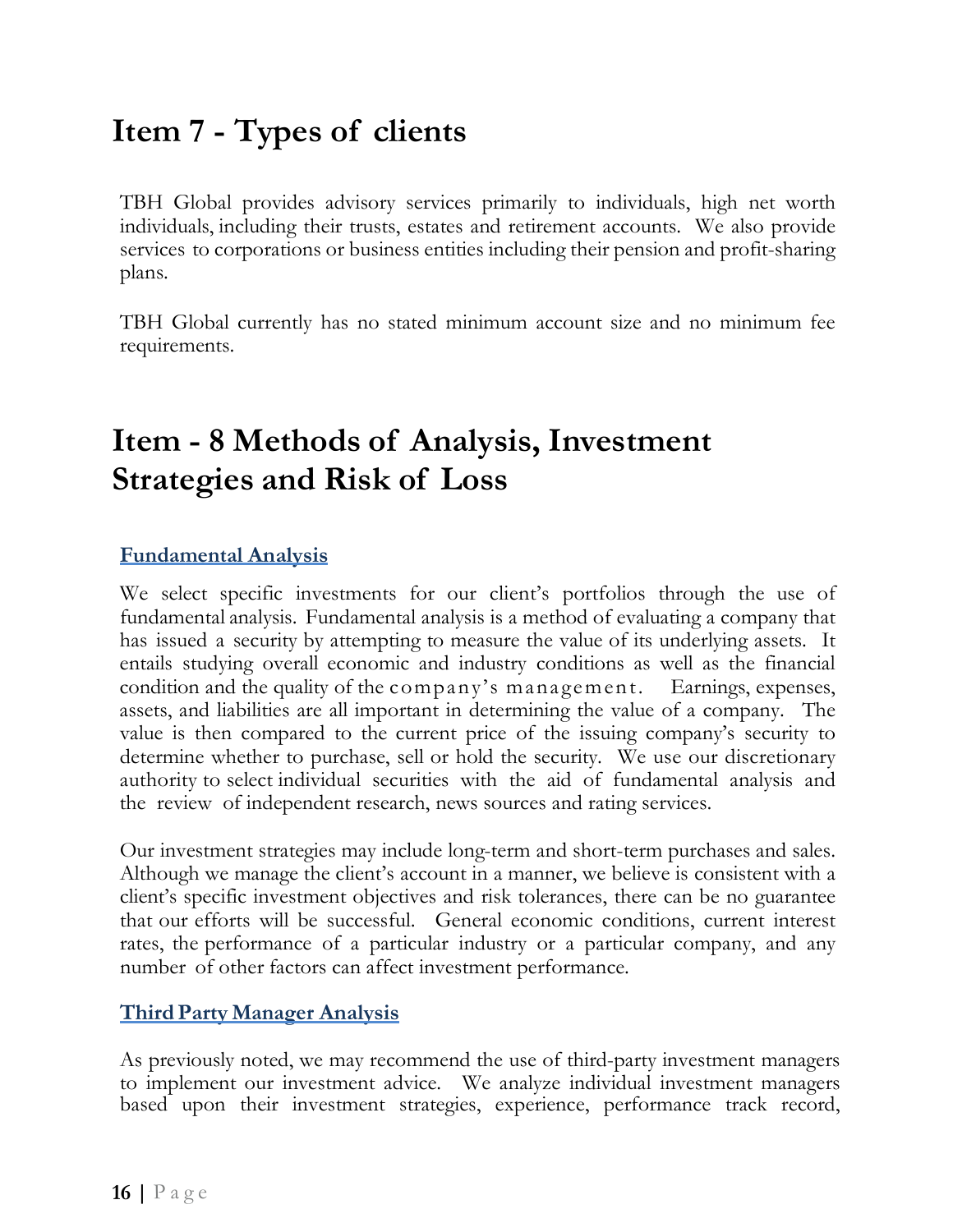# Item 7 - Types of clients

TBH Global provides advisory services primarily to individuals, high net worth individuals, including their trusts, estates and retirement accounts. We also provide services to corporations or business entities including their pension and profit-sharing plans.

TBH Global currently has no stated minimum account size and no minimum fee requirements.

# Item - 8 Methods of Analysis, Investment Strategies and Risk of Loss

## Fundamental Analysis

We select specific investments for our client's portfolios through the use of fundamental analysis. Fundamental analysis is a method of evaluating a company that has issued a security by attempting to measure the value of its underlying assets. It entails studying overall economic and industry conditions as well as the financial condition and the quality of the company's management. Earnings, expenses, assets, and liabilities are all important in determining the value of a company. The value is then compared to the current price of the issuing company's security to determine whether to purchase, sell or hold the security. We use our discretionary authority to select individual securities with the aid of fundamental analysis and the review of independent research, news sources and rating services.

Our investment strategies may include long-term and short-term purchases and sales. Although we manage the client's account in a manner, we believe is consistent with a client's specific investment objectives and risk tolerances, there can be no guarantee that our efforts will be successful. General economic conditions, current interest rates, the performance of a particular industry or a particular company, and any number of other factors can affect investment performance.

## Third Party Manager Analysis

As previously noted, we may recommend the use of third-party investment managers to implement our investment advice. We analyze individual investment managers based upon their investment strategies, experience, performance track record,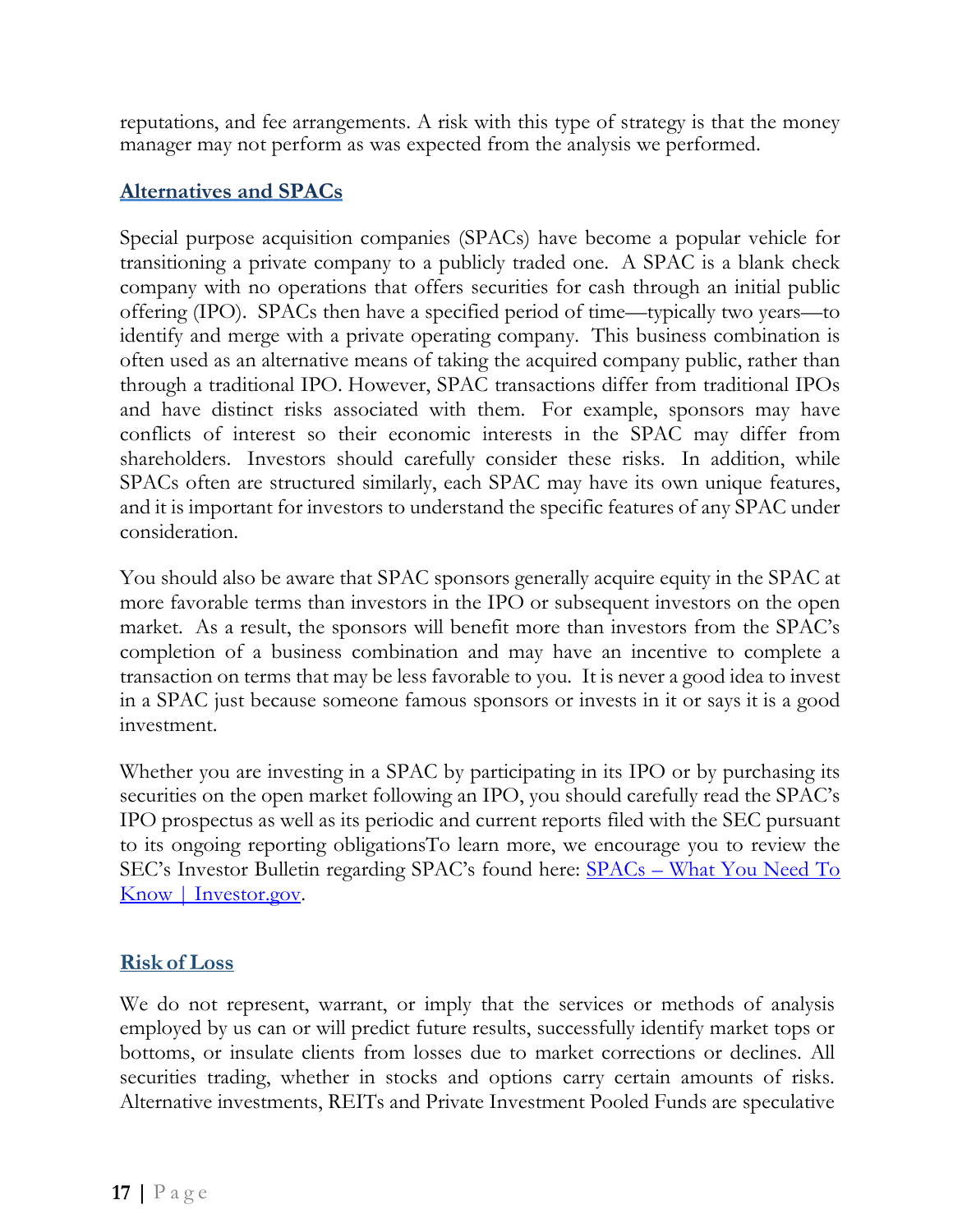reputations, and fee arrangements. A risk with this type of strategy is that the money manager may not perform as was expected from the analysis we performed.

## Alternatives and SPACs

Special purpose acquisition companies (SPACs) have become a popular vehicle for transitioning a private company to a publicly traded one. A SPAC is a blank check company with no operations that offers securities for cash through an initial public offering (IPO). SPACs then have a specified period of time—typically two years—to identify and merge with a private operating company. This business combination is often used as an alternative means of taking the acquired company public, rather than through a traditional IPO. However, SPAC transactions differ from traditional IPOs and have distinct risks associated with them. For example, sponsors may have conflicts of interest so their economic interests in the SPAC may differ from shareholders. Investors should carefully consider these risks. In addition, while SPACs often are structured similarly, each SPAC may have its own unique features, and it is important for investors to understand the specific features of any SPAC under consideration.

You should also be aware that SPAC sponsors generally acquire equity in the SPAC at more favorable terms than investors in the IPO or subsequent investors on the open market. As a result, the sponsors will benefit more than investors from the SPAC's completion of a business combination and may have an incentive to complete a transaction on terms that may be less favorable to you. It is never a good idea to invest in a SPAC just because someone famous sponsors or invests in it or says it is a good investment.

Whether you are investing in a SPAC by participating in its IPO or by purchasing its securities on the open market following an IPO, you should carefully read the SPAC's IPO prospectus as well as its periodic and current reports filed with the SEC pursuant to its ongoing reporting obligationsTo learn more, we encourage you to review the SEC's Investor Bulletin regarding SPAC's found here: SPACs – What You Need To Know | Investor.gov.

## Risk of Loss

We do not represent, warrant, or imply that the services or methods of analysis employed by us can or will predict future results, successfully identify market tops or bottoms, or insulate clients from losses due to market corrections or declines. All securities trading, whether in stocks and options carry certain amounts of risks. Alternative investments, REITs and Private Investment Pooled Funds are speculative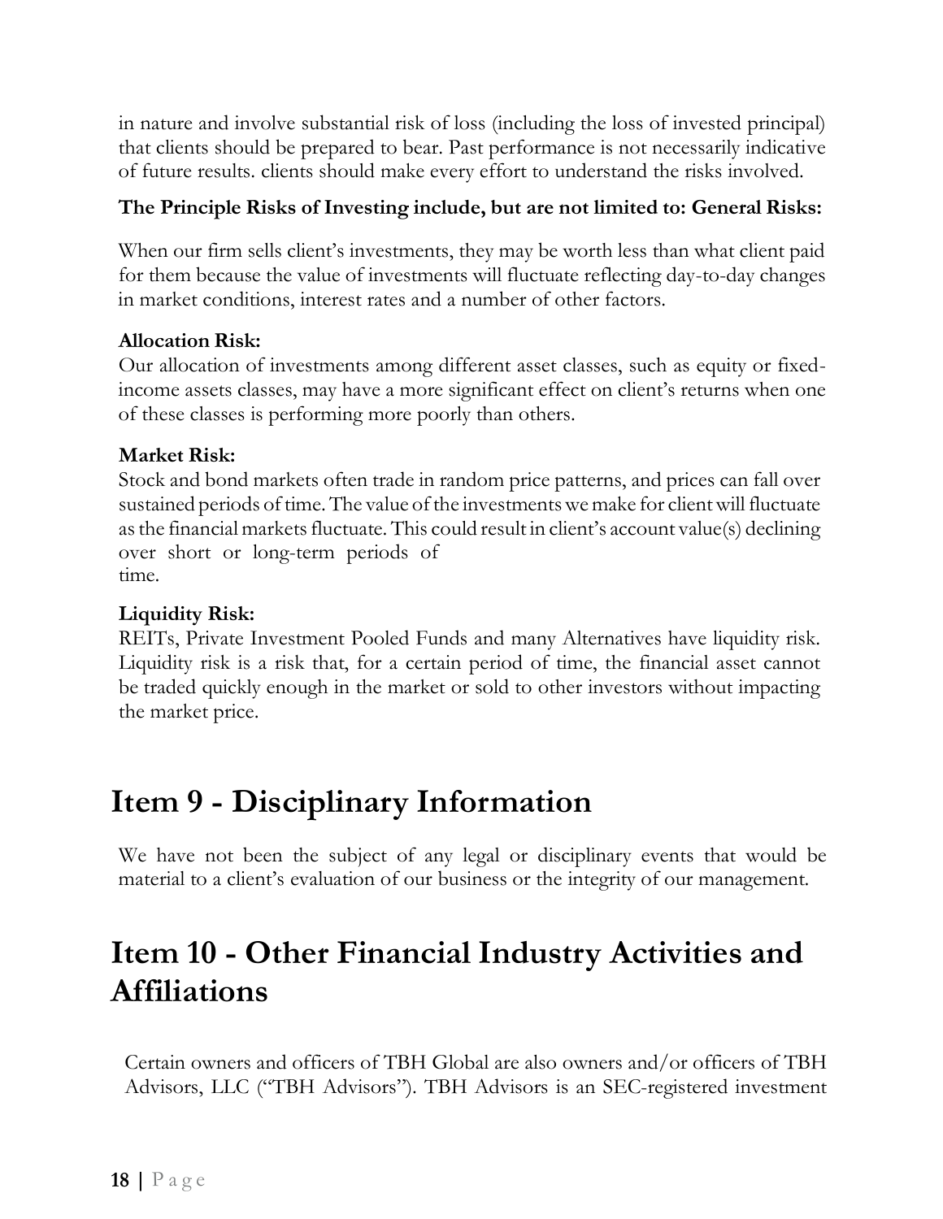in nature and involve substantial risk of loss (including the loss of invested principal) that clients should be prepared to bear. Past performance is not necessarily indicative of future results. clients should make every effort to understand the risks involved.

**The Principle Risks of Investing include, but are not limited to: General Risks:**

When our firm sells client's investments, they may be worth less than what client paid for them because the value of investments will fluctuate reflecting day-to-day changes in market conditions, interest rates and a number of other factors.

**Allocation Risk:**
Our allocation of investments among different asset classes, such as equity or fixed-income assets classes, may have a more significant effect on client's returns when one of these classes is performing more poorly than others.

**Market Risk:**
Stock and bond markets often trade in random price patterns, and prices can fall over sustained periods of time. The value of the investments we make for client will fluctuate as the financial markets fluctuate. This could result in client's account value(s) declining over short or long-term periods of time.

**Liquidity Risk:**
REITs, Private Investment Pooled Funds and many Alternatives have liquidity risk. Liquidity risk is a risk that, for a certain period of time, the financial asset cannot be traded quickly enough in the market or sold to other investors without impacting the market price.

# Item 9 - Disciplinary Information

We have not been the subject of any legal or disciplinary events that would be material to a client's evaluation of our business or the integrity of our management.

# Item 10 - Other Financial Industry Activities and Affiliations

Certain owners and officers of TBH Global are also owners and/or officers of TBH Advisors, LLC ("TBH Advisors"). TBH Advisors is an SEC-registered investment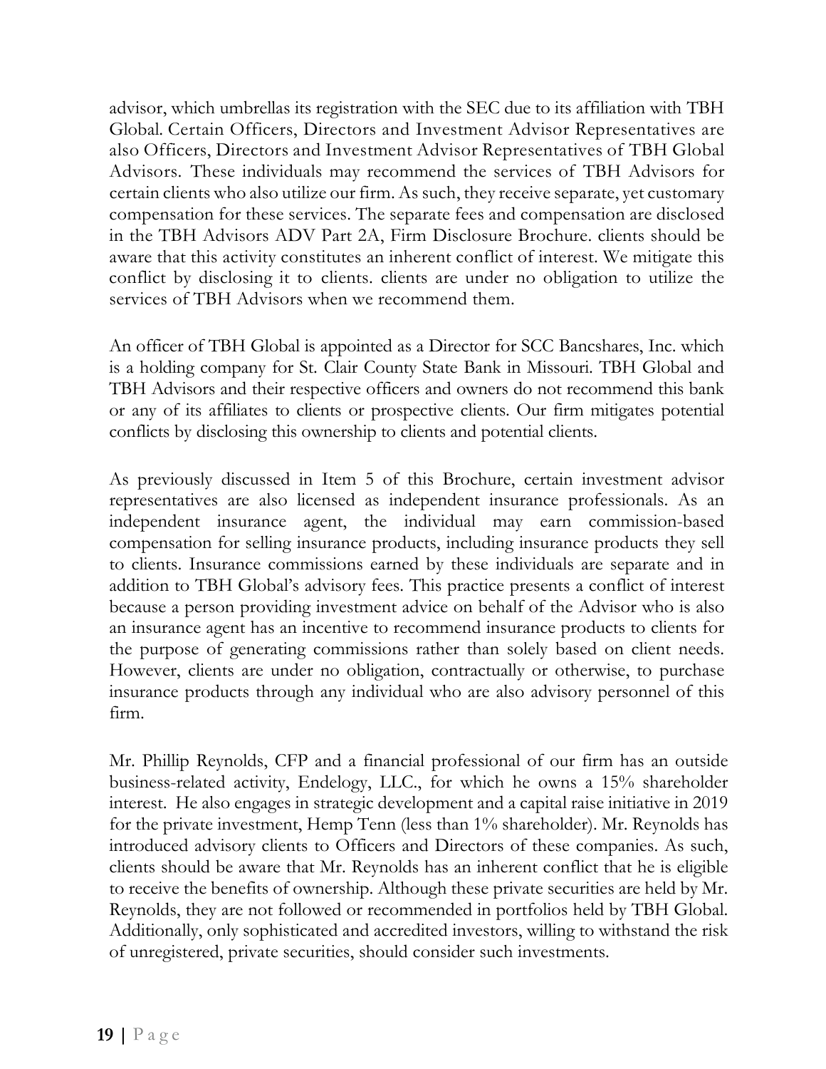advisor, which umbrellas its registration with the SEC due to its affiliation with TBH Global. Certain Officers, Directors and Investment Advisor Representatives are also Officers, Directors and Investment Advisor Representatives of TBH Global Advisors. These individuals may recommend the services of TBH Advisors for certain clients who also utilize our firm. As such, they receive separate, yet customary compensation for these services. The separate fees and compensation are disclosed in the TBH Advisors ADV Part 2A, Firm Disclosure Brochure. clients should be aware that this activity constitutes an inherent conflict of interest. We mitigate this conflict by disclosing it to clients. clients are under no obligation to utilize the services of TBH Advisors when we recommend them.

An officer of TBH Global is appointed as a Director for SCC Bancshares, Inc. which is a holding company for St. Clair County State Bank in Missouri. TBH Global and TBH Advisors and their respective officers and owners do not recommend this bank or any of its affiliates to clients or prospective clients. Our firm mitigates potential conflicts by disclosing this ownership to clients and potential clients.

As previously discussed in Item 5 of this Brochure, certain investment advisor representatives are also licensed as independent insurance professionals. As an independent insurance agent, the individual may earn commission-based compensation for selling insurance products, including insurance products they sell to clients. Insurance commissions earned by these individuals are separate and in addition to TBH Global's advisory fees. This practice presents a conflict of interest because a person providing investment advice on behalf of the Advisor who is also an insurance agent has an incentive to recommend insurance products to clients for the purpose of generating commissions rather than solely based on client needs. However, clients are under no obligation, contractually or otherwise, to purchase insurance products through any individual who are also advisory personnel of this firm.

Mr. Phillip Reynolds, CFP and a financial professional of our firm has an outside business-related activity, Endelogy, LLC., for which he owns a 15% shareholder interest. He also engages in strategic development and a capital raise initiative in 2019 for the private investment, Hemp Tenn (less than 1% shareholder). Mr. Reynolds has introduced advisory clients to Officers and Directors of these companies. As such, clients should be aware that Mr. Reynolds has an inherent conflict that he is eligible to receive the benefits of ownership. Although these private securities are held by Mr. Reynolds, they are not followed or recommended in portfolios held by TBH Global. Additionally, only sophisticated and accredited investors, willing to withstand the risk of unregistered, private securities, should consider such investments.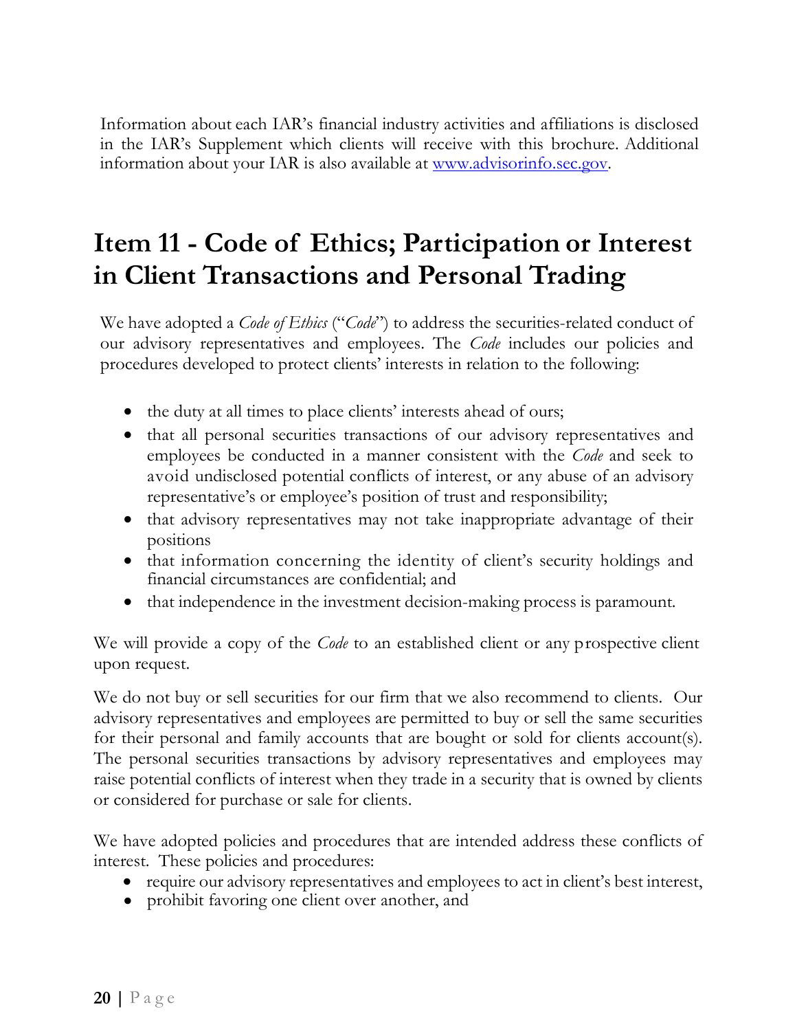Information about each IAR's financial industry activities and affiliations is disclosed in the IAR's Supplement which clients will receive with this brochure. Additional information about your IAR is also available at [www.advisorinfo.sec.gov](http://www.advisorinfo.sec.gov).

# Item 11 - Code of Ethics; Participation or Interest in Client Transactions and Personal Trading

We have adopted a *Code of Ethics* ("*Code*") to address the securities-related conduct of our advisory representatives and employees. The *Code* includes our policies and procedures developed to protect clients' interests in relation to the following:

- the duty at all times to place clients' interests ahead of ours;
- that all personal securities transactions of our advisory representatives and employees be conducted in a manner consistent with the *Code* and seek to avoid undisclosed potential conflicts of interest, or any abuse of an advisory representative's or employee's position of trust and responsibility;
- that advisory representatives may not take inappropriate advantage of their positions
- that information concerning the identity of client's security holdings and financial circumstances are confidential; and
- that independence in the investment decision-making process is paramount.

We will provide a copy of the *Code* to an established client or any prospective client upon request.

We do not buy or sell securities for our firm that we also recommend to clients. Our advisory representatives and employees are permitted to buy or sell the same securities for their personal and family accounts that are bought or sold for clients account(s). The personal securities transactions by advisory representatives and employees may raise potential conflicts of interest when they trade in a security that is owned by clients or considered for purchase or sale for clients.

We have adopted policies and procedures that are intended address these conflicts of interest. These policies and procedures:

- require our advisory representatives and employees to act in client's best interest,
- prohibit favoring one client over another, and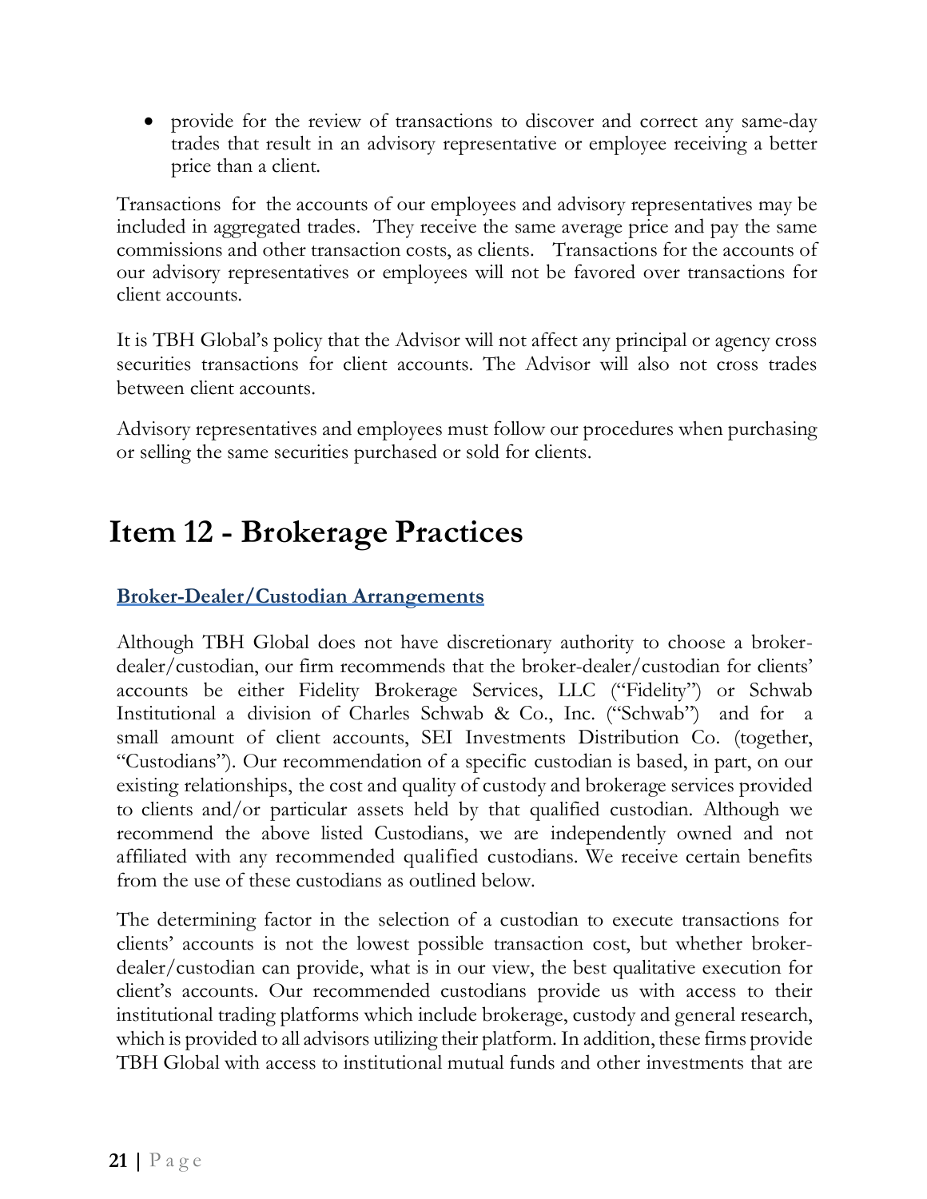- provide for the review of transactions to discover and correct any same-day trades that result in an advisory representative or employee receiving a better price than a client.

Transactions for the accounts of our employees and advisory representatives may be included in aggregated trades. They receive the same average price and pay the same commissions and other transaction costs, as clients. Transactions for the accounts of our advisory representatives or employees will not be favored over transactions for client accounts.

It is TBH Global's policy that the Advisor will not affect any principal or agency cross securities transactions for client accounts. The Advisor will also not cross trades between client accounts.

Advisory representatives and employees must follow our procedures when purchasing or selling the same securities purchased or sold for clients.

# Item 12 - Brokerage Practices

## Broker-Dealer/Custodian Arrangements

Although TBH Global does not have discretionary authority to choose a broker-dealer/custodian, our firm recommends that the broker-dealer/custodian for clients' accounts be either Fidelity Brokerage Services, LLC ("Fidelity") or Schwab Institutional a division of Charles Schwab & Co., Inc. ("Schwab") and for a small amount of client accounts, SEI Investments Distribution Co. (together, "Custodians"). Our recommendation of a specific custodian is based, in part, on our existing relationships, the cost and quality of custody and brokerage services provided to clients and/or particular assets held by that qualified custodian. Although we recommend the above listed Custodians, we are independently owned and not affiliated with any recommended qualified custodians. We receive certain benefits from the use of these custodians as outlined below.

The determining factor in the selection of a custodian to execute transactions for clients' accounts is not the lowest possible transaction cost, but whether broker-dealer/custodian can provide, what is in our view, the best qualitative execution for client's accounts. Our recommended custodians provide us with access to their institutional trading platforms which include brokerage, custody and general research, which is provided to all advisors utilizing their platform. In addition, these firms provide TBH Global with access to institutional mutual funds and other investments that are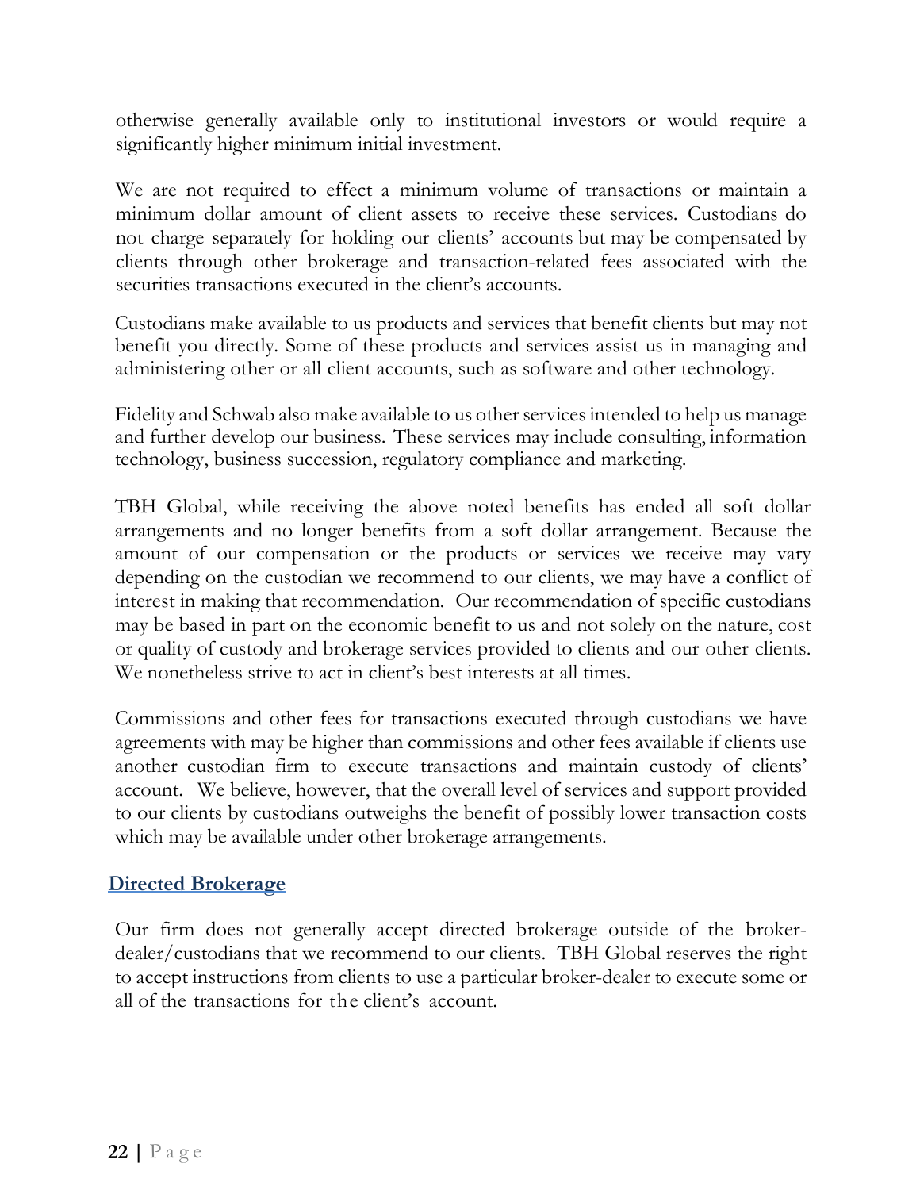otherwise generally available only to institutional investors or would require a significantly higher minimum initial investment.

We are not required to effect a minimum volume of transactions or maintain a minimum dollar amount of client assets to receive these services. Custodians do not charge separately for holding our clients' accounts but may be compensated by clients through other brokerage and transaction-related fees associated with the securities transactions executed in the client's accounts.

Custodians make available to us products and services that benefit clients but may not benefit you directly. Some of these products and services assist us in managing and administering other or all client accounts, such as software and other technology.

Fidelity and Schwab also make available to us other services intended to help us manage and further develop our business. These services may include consulting, information technology, business succession, regulatory compliance and marketing.

TBH Global, while receiving the above noted benefits has ended all soft dollar arrangements and no longer benefits from a soft dollar arrangement. Because the amount of our compensation or the products or services we receive may vary depending on the custodian we recommend to our clients, we may have a conflict of interest in making that recommendation. Our recommendation of specific custodians may be based in part on the economic benefit to us and not solely on the nature, cost or quality of custody and brokerage services provided to clients and our other clients. We nonetheless strive to act in client's best interests at all times.

Commissions and other fees for transactions executed through custodians we have agreements with may be higher than commissions and other fees available if clients use another custodian firm to execute transactions and maintain custody of clients' account. We believe, however, that the overall level of services and support provided to our clients by custodians outweighs the benefit of possibly lower transaction costs which may be available under other brokerage arrangements.

## Directed Brokerage

Our firm does not generally accept directed brokerage outside of the broker-dealer/custodians that we recommend to our clients. TBH Global reserves the right to accept instructions from clients to use a particular broker-dealer to execute some or all of the transactions for the client's account.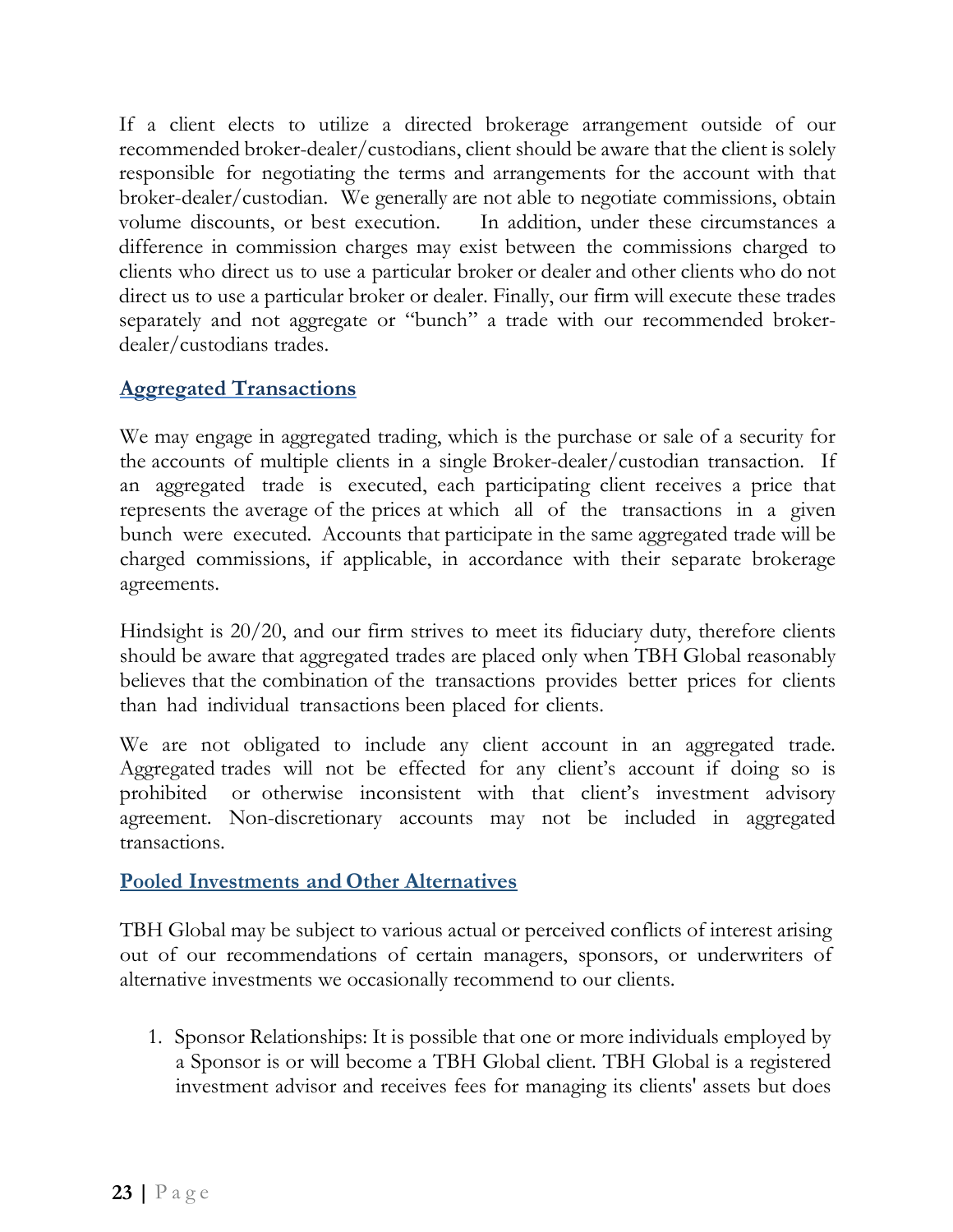If a client elects to utilize a directed brokerage arrangement outside of our recommended broker-dealer/custodians, client should be aware that the client is solely responsible for negotiating the terms and arrangements for the account with that broker-dealer/custodian. We generally are not able to negotiate commissions, obtain volume discounts, or best execution. In addition, under these circumstances a difference in commission charges may exist between the commissions charged to clients who direct us to use a particular broker or dealer and other clients who do not direct us to use a particular broker or dealer. Finally, our firm will execute these trades separately and not aggregate or "bunch" a trade with our recommended broker-dealer/custodians trades.

## Aggregated Transactions

We may engage in aggregated trading, which is the purchase or sale of a security for the accounts of multiple clients in a single Broker-dealer/custodian transaction. If an aggregated trade is executed, each participating client receives a price that represents the average of the prices at which all of the transactions in a given bunch were executed. Accounts that participate in the same aggregated trade will be charged commissions, if applicable, in accordance with their separate brokerage agreements.

Hindsight is 20/20, and our firm strives to meet its fiduciary duty, therefore clients should be aware that aggregated trades are placed only when TBH Global reasonably believes that the combination of the transactions provides better prices for clients than had individual transactions been placed for clients.

We are not obligated to include any client account in an aggregated trade. Aggregated trades will not be effected for any client's account if doing so is prohibited or otherwise inconsistent with that client's investment advisory agreement. Non-discretionary accounts may not be included in aggregated transactions.

## Pooled Investments and Other Alternatives

TBH Global may be subject to various actual or perceived conflicts of interest arising out of our recommendations of certain managers, sponsors, or underwriters of alternative investments we occasionally recommend to our clients.

1. Sponsor Relationships: It is possible that one or more individuals employed by a Sponsor is or will become a TBH Global client. TBH Global is a registered investment advisor and receives fees for managing its clients' assets but does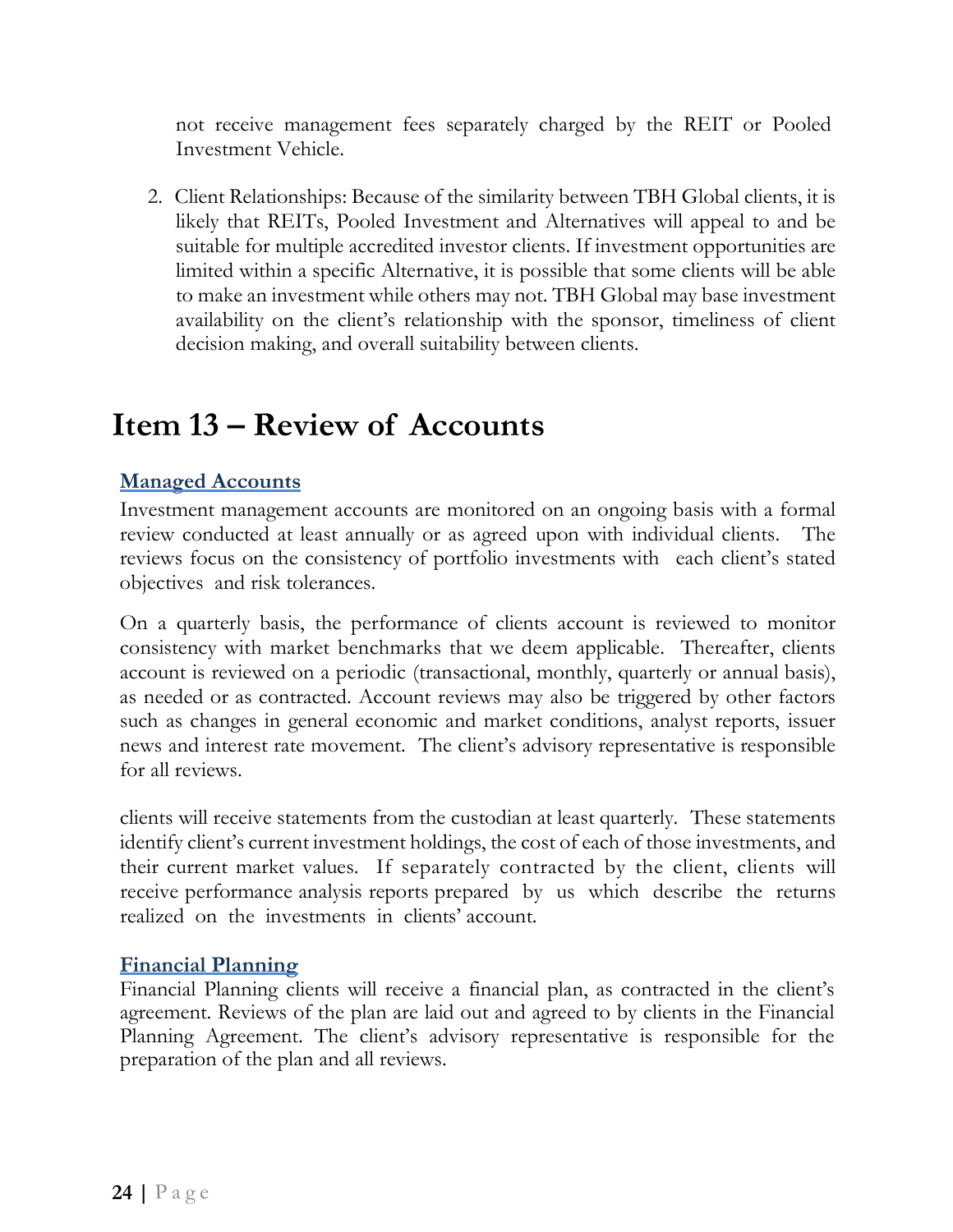not receive management fees separately charged by the REIT or Pooled Investment Vehicle.

2. Client Relationships: Because of the similarity between TBH Global clients, it is likely that REITs, Pooled Investment and Alternatives will appeal to and be suitable for multiple accredited investor clients. If investment opportunities are limited within a specific Alternative, it is possible that some clients will be able to make an investment while others may not. TBH Global may base investment availability on the client's relationship with the sponsor, timeliness of client decision making, and overall suitability between clients.

# Item 13 – Review of Accounts

## Managed Accounts

Investment management accounts are monitored on an ongoing basis with a formal review conducted at least annually or as agreed upon with individual clients. The reviews focus on the consistency of portfolio investments with each client's stated objectives and risk tolerances.

On a quarterly basis, the performance of clients account is reviewed to monitor consistency with market benchmarks that we deem applicable. Thereafter, clients account is reviewed on a periodic (transactional, monthly, quarterly or annual basis), as needed or as contracted. Account reviews may also be triggered by other factors such as changes in general economic and market conditions, analyst reports, issuer news and interest rate movement. The client's advisory representative is responsible for all reviews.

clients will receive statements from the custodian at least quarterly. These statements identify client's current investment holdings, the cost of each of those investments, and their current market values. If separately contracted by the client, clients will receive performance analysis reports prepared by us which describe the returns realized on the investments in clients' account.

## Financial Planning

Financial Planning clients will receive a financial plan, as contracted in the client's agreement. Reviews of the plan are laid out and agreed to by clients in the Financial Planning Agreement. The client's advisory representative is responsible for the preparation of the plan and all reviews.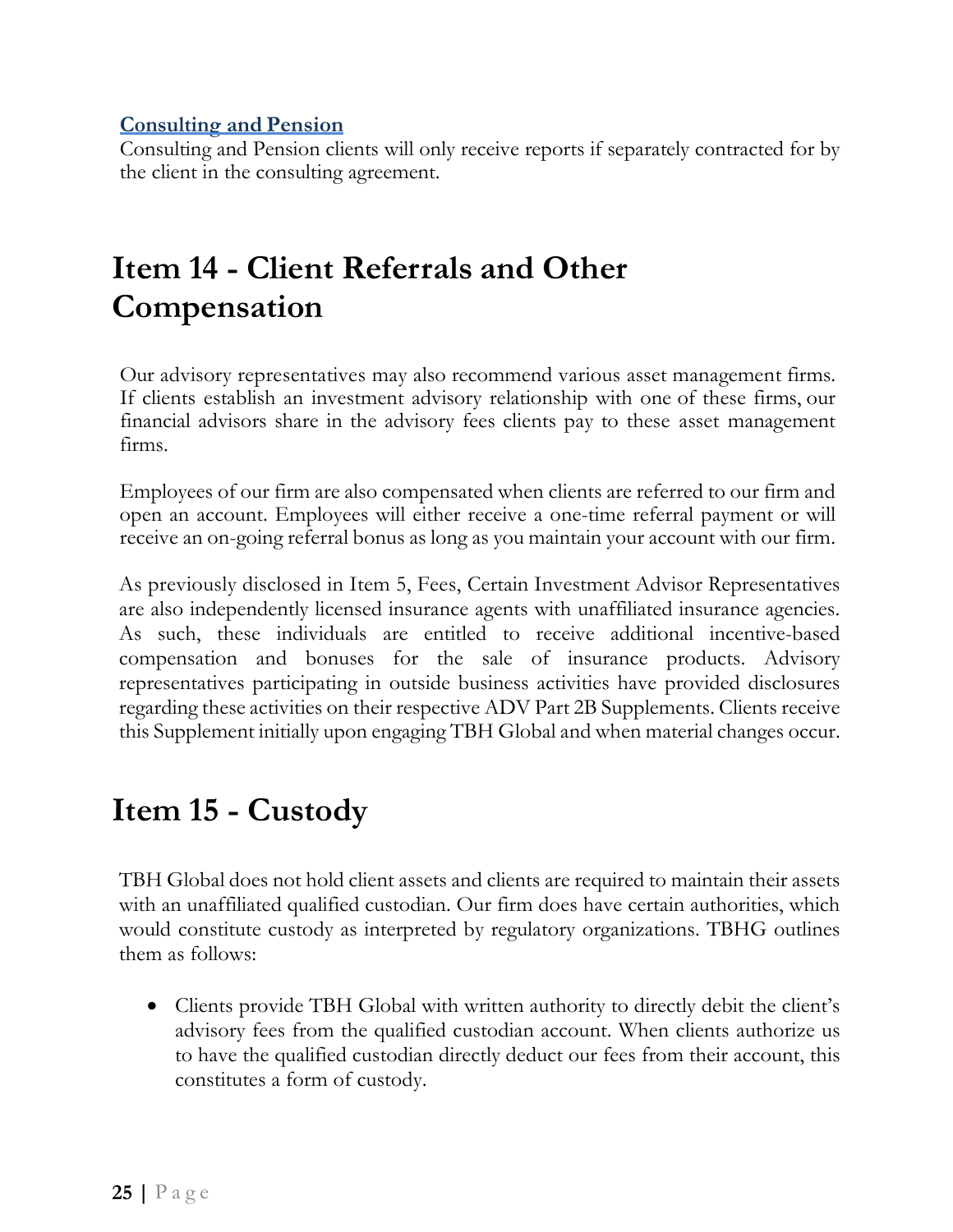### Consulting and Pension

Consulting and Pension clients will only receive reports if separately contracted for by the client in the consulting agreement.

# Item 14 - Client Referrals and Other Compensation

Our advisory representatives may also recommend various asset management firms. If clients establish an investment advisory relationship with one of these firms, our financial advisors share in the advisory fees clients pay to these asset management firms.

Employees of our firm are also compensated when clients are referred to our firm and open an account. Employees will either receive a one-time referral payment or will receive an on-going referral bonus as long as you maintain your account with our firm.

As previously disclosed in Item 5, Fees, Certain Investment Advisor Representatives are also independently licensed insurance agents with unaffiliated insurance agencies. As such, these individuals are entitled to receive additional incentive-based compensation and bonuses for the sale of insurance products. Advisory representatives participating in outside business activities have provided disclosures regarding these activities on their respective ADV Part 2B Supplements. Clients receive this Supplement initially upon engaging TBH Global and when material changes occur.

# Item 15 - Custody

TBH Global does not hold client assets and clients are required to maintain their assets with an unaffiliated qualified custodian. Our firm does have certain authorities, which would constitute custody as interpreted by regulatory organizations. TBHG outlines them as follows:

- Clients provide TBH Global with written authority to directly debit the client's advisory fees from the qualified custodian account. When clients authorize us to have the qualified custodian directly deduct our fees from their account, this constitutes a form of custody.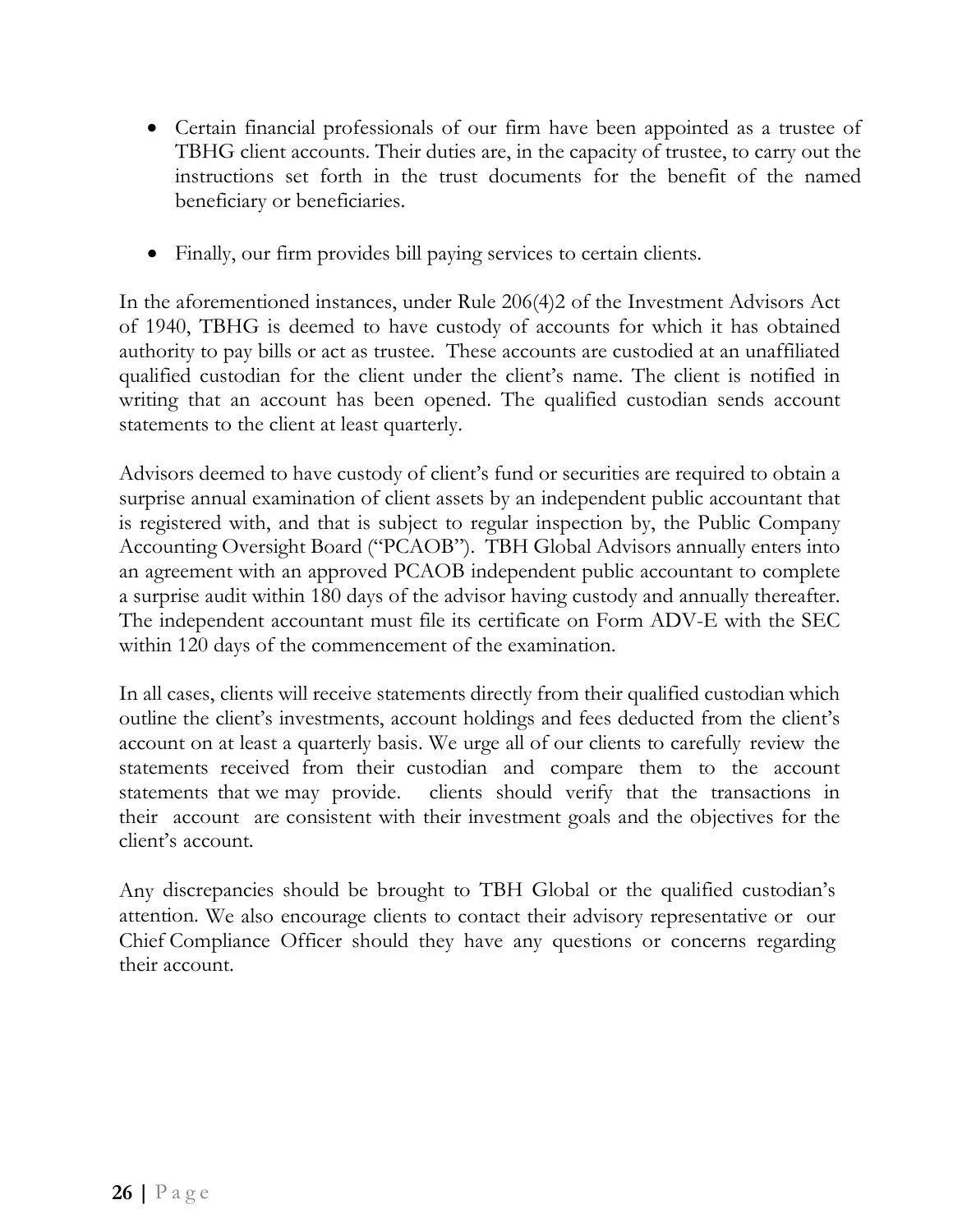- Certain financial professionals of our firm have been appointed as a trustee of TBHG client accounts. Their duties are, in the capacity of trustee, to carry out the instructions set forth in the trust documents for the benefit of the named beneficiary or beneficiaries.

- Finally, our firm provides bill paying services to certain clients.

In the aforementioned instances, under Rule 206(4)2 of the Investment Advisors Act of 1940, TBHG is deemed to have custody of accounts for which it has obtained authority to pay bills or act as trustee. These accounts are custodied at an unaffiliated qualified custodian for the client under the client's name. The client is notified in writing that an account has been opened. The qualified custodian sends account statements to the client at least quarterly.

Advisors deemed to have custody of client's fund or securities are required to obtain a surprise annual examination of client assets by an independent public accountant that is registered with, and that is subject to regular inspection by, the Public Company Accounting Oversight Board ("PCAOB"). TBH Global Advisors annually enters into an agreement with an approved PCAOB independent public accountant to complete a surprise audit within 180 days of the advisor having custody and annually thereafter. The independent accountant must file its certificate on Form ADV-E with the SEC within 120 days of the commencement of the examination.

In all cases, clients will receive statements directly from their qualified custodian which outline the client's investments, account holdings and fees deducted from the client's account on at least a quarterly basis. We urge all of our clients to carefully review the statements received from their custodian and compare them to the account statements that we may provide. clients should verify that the transactions in their account are consistent with their investment goals and the objectives for the client's account.

Any discrepancies should be brought to TBH Global or the qualified custodian's attention. We also encourage clients to contact their advisory representative or our Chief Compliance Officer should they have any questions or concerns regarding their account.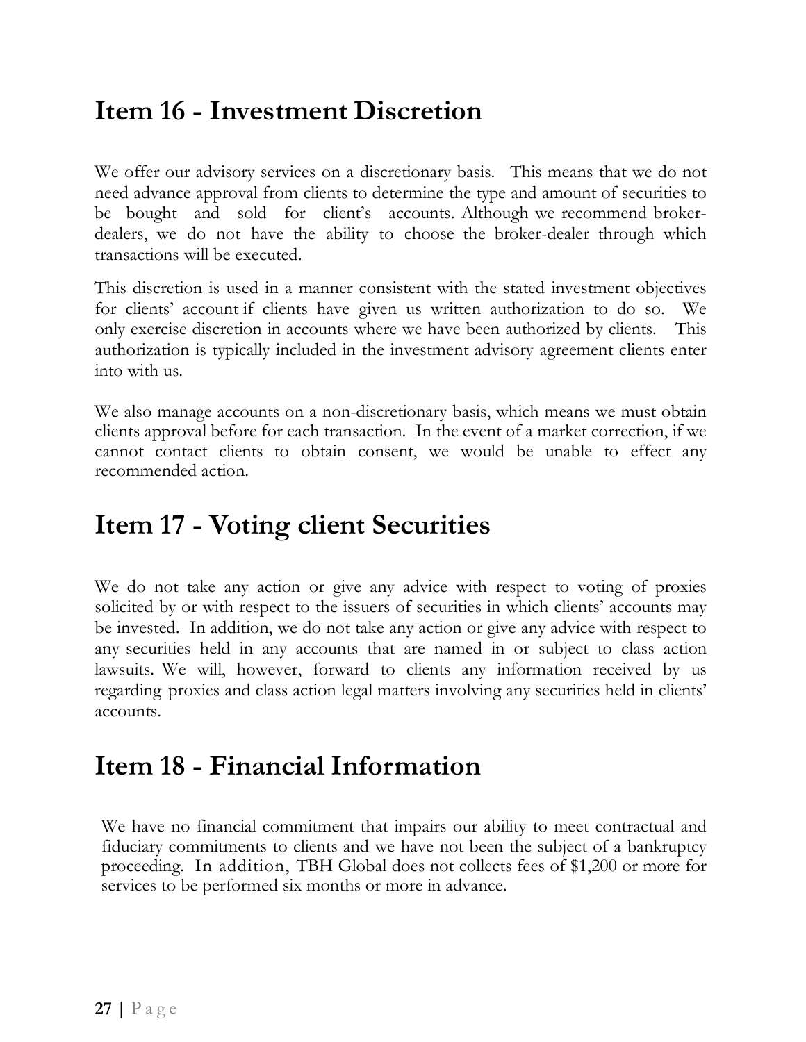# Item 16 - Investment Discretion

We offer our advisory services on a discretionary basis. This means that we do not need advance approval from clients to determine the type and amount of securities to be bought and sold for client's accounts. Although we recommend broker-dealers, we do not have the ability to choose the broker-dealer through which transactions will be executed.

This discretion is used in a manner consistent with the stated investment objectives for clients' account if clients have given us written authorization to do so. We only exercise discretion in accounts where we have been authorized by clients. This authorization is typically included in the investment advisory agreement clients enter into with us.

We also manage accounts on a non-discretionary basis, which means we must obtain clients approval before for each transaction. In the event of a market correction, if we cannot contact clients to obtain consent, we would be unable to effect any recommended action.

# Item 17 - Voting client Securities

We do not take any action or give any advice with respect to voting of proxies solicited by or with respect to the issuers of securities in which clients' accounts may be invested. In addition, we do not take any action or give any advice with respect to any securities held in any accounts that are named in or subject to class action lawsuits. We will, however, forward to clients any information received by us regarding proxies and class action legal matters involving any securities held in clients' accounts.

# Item 18 - Financial Information

We have no financial commitment that impairs our ability to meet contractual and fiduciary commitments to clients and we have not been the subject of a bankruptcy proceeding. In addition, TBH Global does not collects fees of $1,200 or more for services to be performed six months or more in advance.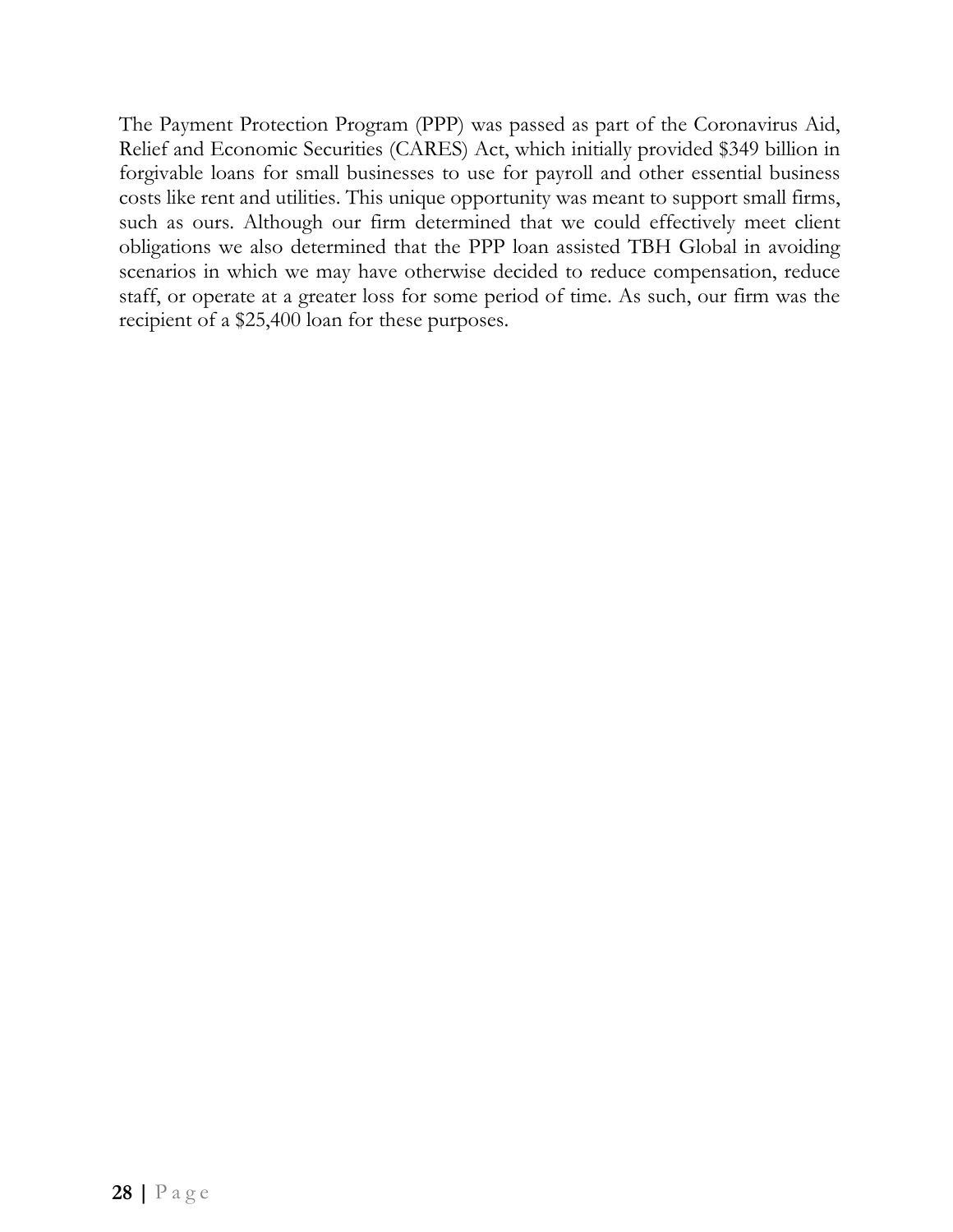The Payment Protection Program (PPP) was passed as part of the Coronavirus Aid, Relief and Economic Securities (CARES) Act, which initially provided $349 billion in forgivable loans for small businesses to use for payroll and other essential business costs like rent and utilities. This unique opportunity was meant to support small firms, such as ours. Although our firm determined that we could effectively meet client obligations we also determined that the PPP loan assisted TBH Global in avoiding scenarios in which we may have otherwise decided to reduce compensation, reduce staff, or operate at a greater loss for some period of time. As such, our firm was the recipient of a $25,400 loan for these purposes.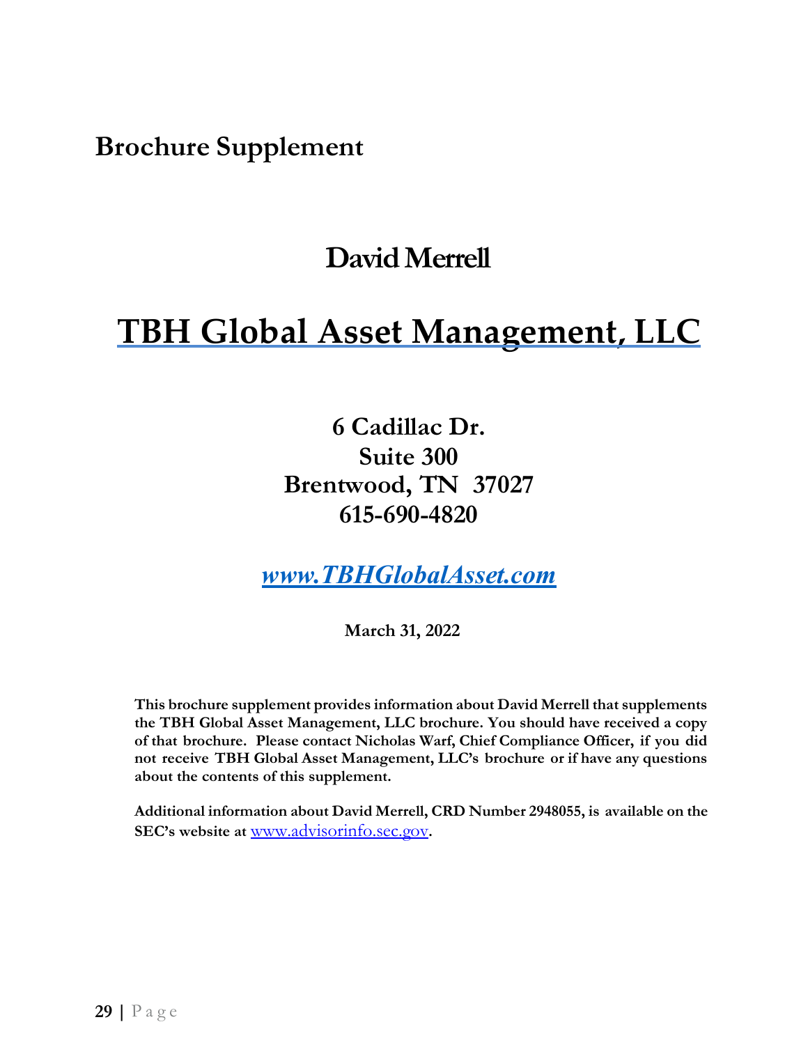# Brochure Supplement

## David Merrell

# TBH Global Asset Management, LLC

**6 Cadillac Dr.**
**Suite 300**
**Brentwood, TN 37027**
**615-690-4820**

***www.TBHGlobalAsset.com***

**March 31, 2022**

**This brochure supplement provides information about David Merrell that supplements the TBH Global Asset Management, LLC brochure. You should have received a copy of that brochure. Please contact Nicholas Warf, Chief Compliance Officer, if you did not receive TBH Global Asset Management, LLC's brochure or if have any questions about the contents of this supplement.**

**Additional information about David Merrell, CRD Number 2948055, is available on the SEC's website at** www.advisorinfo.sec.gov**.**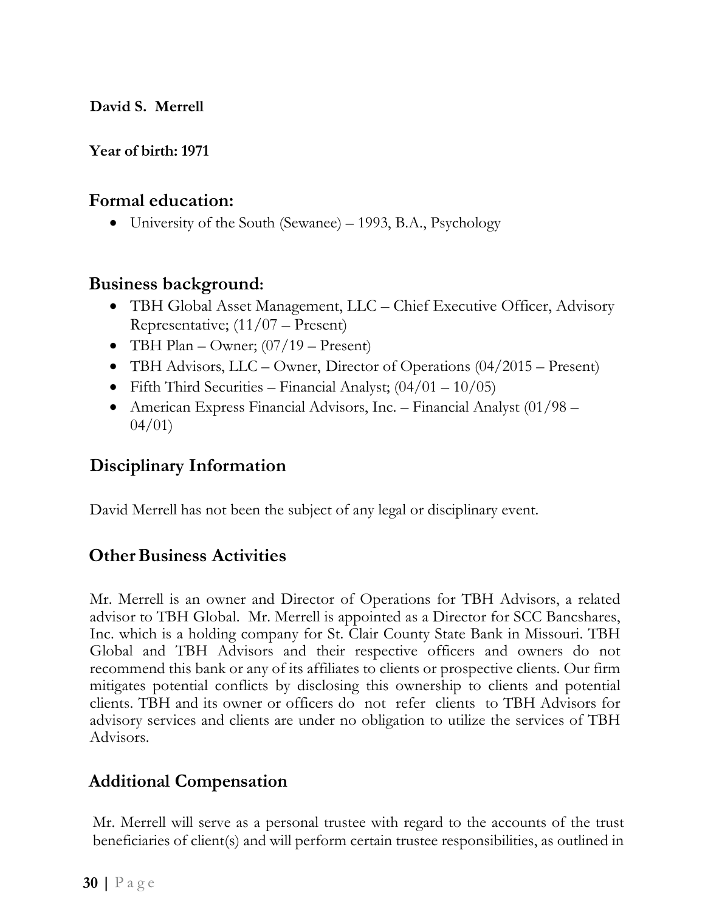**David S. Merrell**

**Year of birth: 1971**

## Formal education:

- University of the South (Sewanee) – 1993, B.A., Psychology

## Business background:

- TBH Global Asset Management, LLC – Chief Executive Officer, Advisory Representative; (11/07 – Present)
- TBH Plan – Owner; (07/19 – Present)
- TBH Advisors, LLC – Owner, Director of Operations (04/2015 – Present)
- Fifth Third Securities – Financial Analyst; (04/01 – 10/05)
- American Express Financial Advisors, Inc. – Financial Analyst (01/98 – 04/01)

## Disciplinary Information

David Merrell has not been the subject of any legal or disciplinary event.

## Other Business Activities

Mr. Merrell is an owner and Director of Operations for TBH Advisors, a related advisor to TBH Global. Mr. Merrell is appointed as a Director for SCC Bancshares, Inc. which is a holding company for St. Clair County State Bank in Missouri. TBH Global and TBH Advisors and their respective officers and owners do not recommend this bank or any of its affiliates to clients or prospective clients. Our firm mitigates potential conflicts by disclosing this ownership to clients and potential clients. TBH and its owner or officers do not refer clients to TBH Advisors for advisory services and clients are under no obligation to utilize the services of TBH Advisors.

## Additional Compensation

Mr. Merrell will serve as a personal trustee with regard to the accounts of the trust beneficiaries of client(s) and will perform certain trustee responsibilities, as outlined in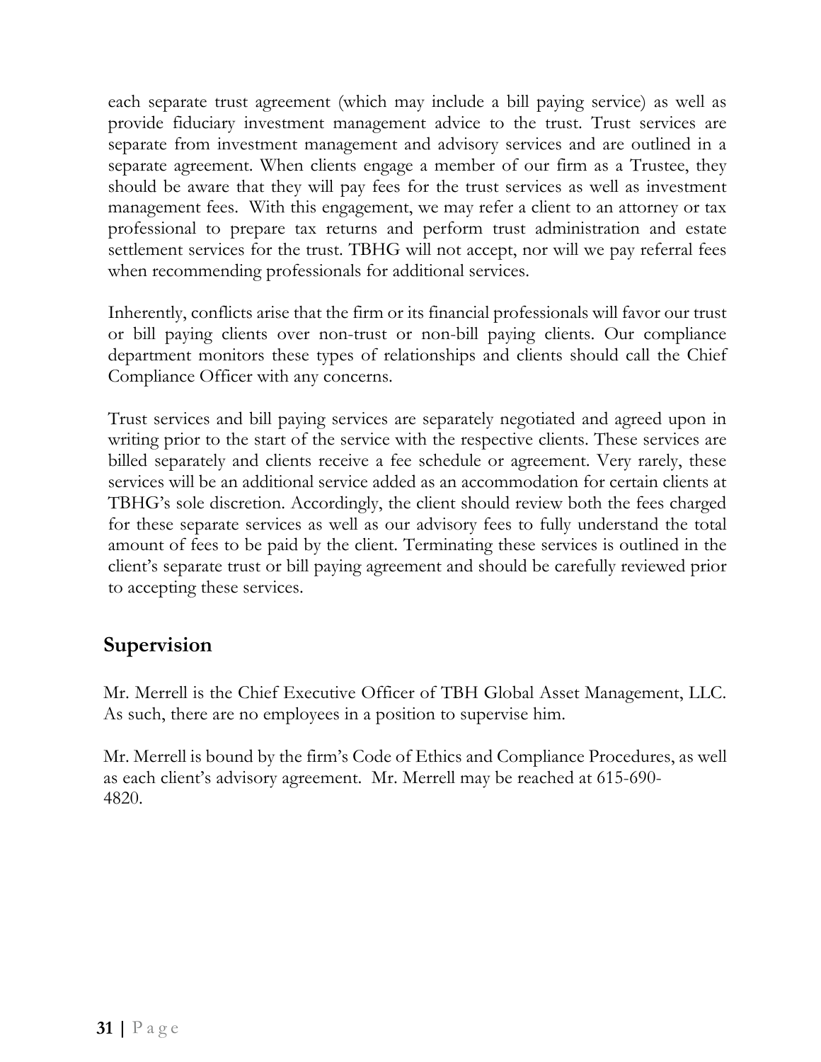each separate trust agreement (which may include a bill paying service) as well as provide fiduciary investment management advice to the trust. Trust services are separate from investment management and advisory services and are outlined in a separate agreement. When clients engage a member of our firm as a Trustee, they should be aware that they will pay fees for the trust services as well as investment management fees. With this engagement, we may refer a client to an attorney or tax professional to prepare tax returns and perform trust administration and estate settlement services for the trust. TBHG will not accept, nor will we pay referral fees when recommending professionals for additional services.

Inherently, conflicts arise that the firm or its financial professionals will favor our trust or bill paying clients over non-trust or non-bill paying clients. Our compliance department monitors these types of relationships and clients should call the Chief Compliance Officer with any concerns.

Trust services and bill paying services are separately negotiated and agreed upon in writing prior to the start of the service with the respective clients. These services are billed separately and clients receive a fee schedule or agreement. Very rarely, these services will be an additional service added as an accommodation for certain clients at TBHG's sole discretion. Accordingly, the client should review both the fees charged for these separate services as well as our advisory fees to fully understand the total amount of fees to be paid by the client. Terminating these services is outlined in the client's separate trust or bill paying agreement and should be carefully reviewed prior to accepting these services.

## Supervision

Mr. Merrell is the Chief Executive Officer of TBH Global Asset Management, LLC. As such, there are no employees in a position to supervise him.

Mr. Merrell is bound by the firm's Code of Ethics and Compliance Procedures, as well as each client's advisory agreement. Mr. Merrell may be reached at 615-690-4820.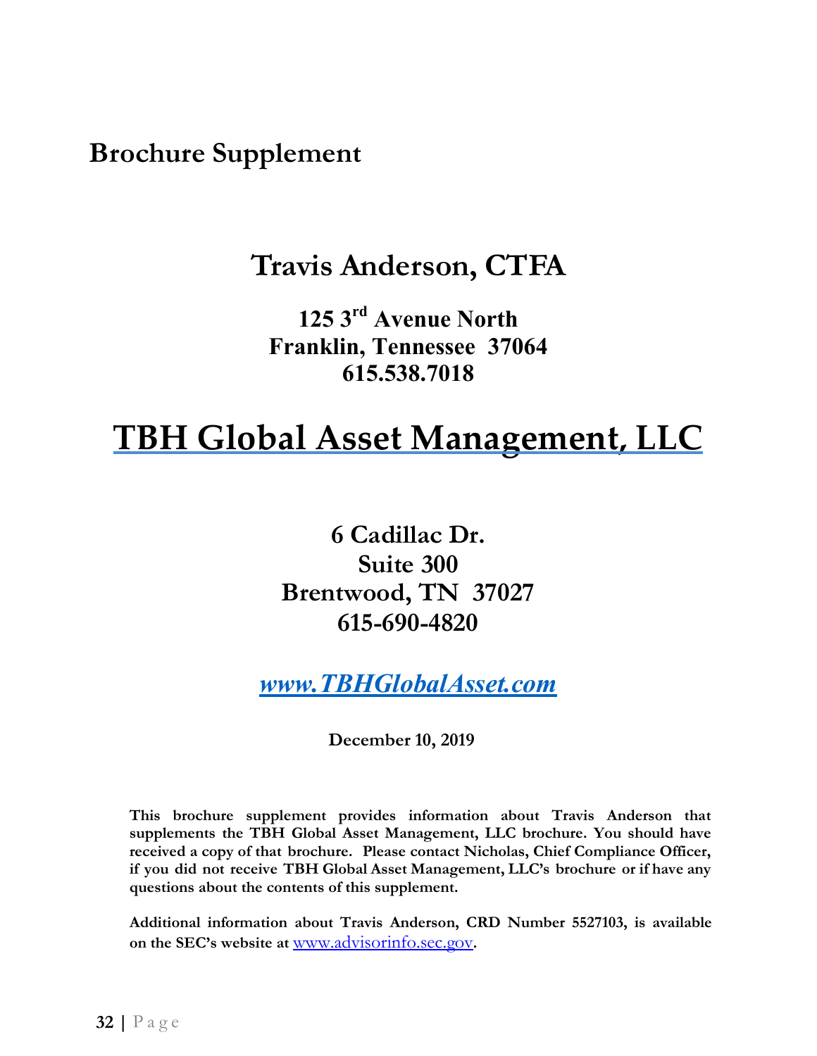# Brochure Supplement

## Travis Anderson, CTFA

**125 3rd Avenue North**
**Franklin, Tennessee 37064**
**615.538.7018**

# TBH Global Asset Management, LLC

**6 Cadillac Dr.**
**Suite 300**
**Brentwood, TN 37027**
**615-690-4820**

***www.TBHGlobalAsset.com***

**December 10, 2019**

**This brochure supplement provides information about Travis Anderson that supplements the TBH Global Asset Management, LLC brochure. You should have received a copy of that brochure. Please contact Nicholas, Chief Compliance Officer, if you did not receive TBH Global Asset Management, LLC's brochure or if have any questions about the contents of this supplement.**

**Additional information about Travis Anderson, CRD Number 5527103, is available on the SEC's website at www.advisorinfo.sec.gov.**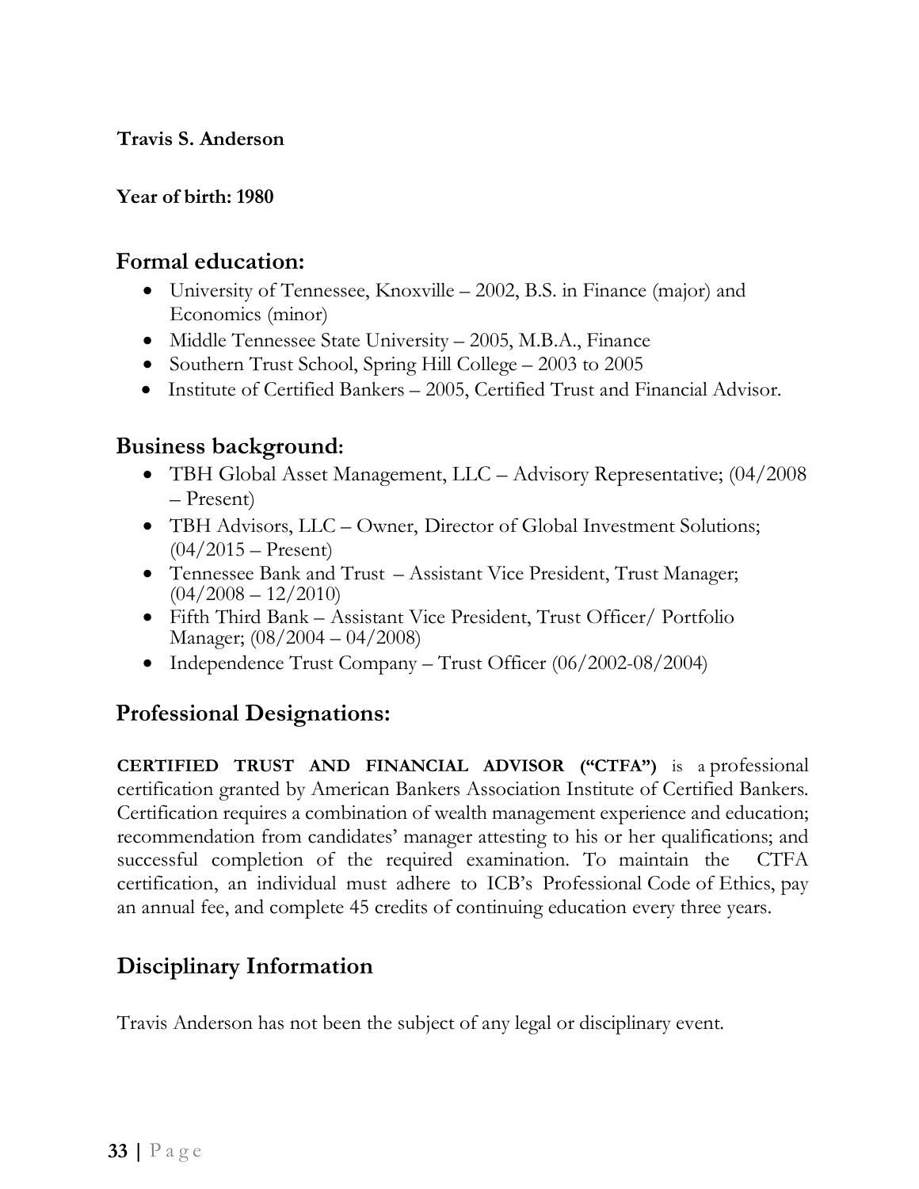**Travis S. Anderson**

**Year of birth: 1980**

## Formal education:

- University of Tennessee, Knoxville – 2002, B.S. in Finance (major) and Economics (minor)
- Middle Tennessee State University – 2005, M.B.A., Finance
- Southern Trust School, Spring Hill College – 2003 to 2005
- Institute of Certified Bankers – 2005, Certified Trust and Financial Advisor.

## Business background:

- TBH Global Asset Management, LLC – Advisory Representative; (04/2008 – Present)
- TBH Advisors, LLC – Owner, Director of Global Investment Solutions; (04/2015 – Present)
- Tennessee Bank and Trust – Assistant Vice President, Trust Manager; (04/2008 – 12/2010)
- Fifth Third Bank – Assistant Vice President, Trust Officer/ Portfolio Manager; (08/2004 – 04/2008)
- Independence Trust Company – Trust Officer (06/2002-08/2004)

## Professional Designations:

**CERTIFIED TRUST AND FINANCIAL ADVISOR ("CTFA")** is a professional certification granted by American Bankers Association Institute of Certified Bankers. Certification requires a combination of wealth management experience and education; recommendation from candidates' manager attesting to his or her qualifications; and successful completion of the required examination. To maintain the CTFA certification, an individual must adhere to ICB's Professional Code of Ethics, pay an annual fee, and complete 45 credits of continuing education every three years.

## Disciplinary Information

Travis Anderson has not been the subject of any legal or disciplinary event.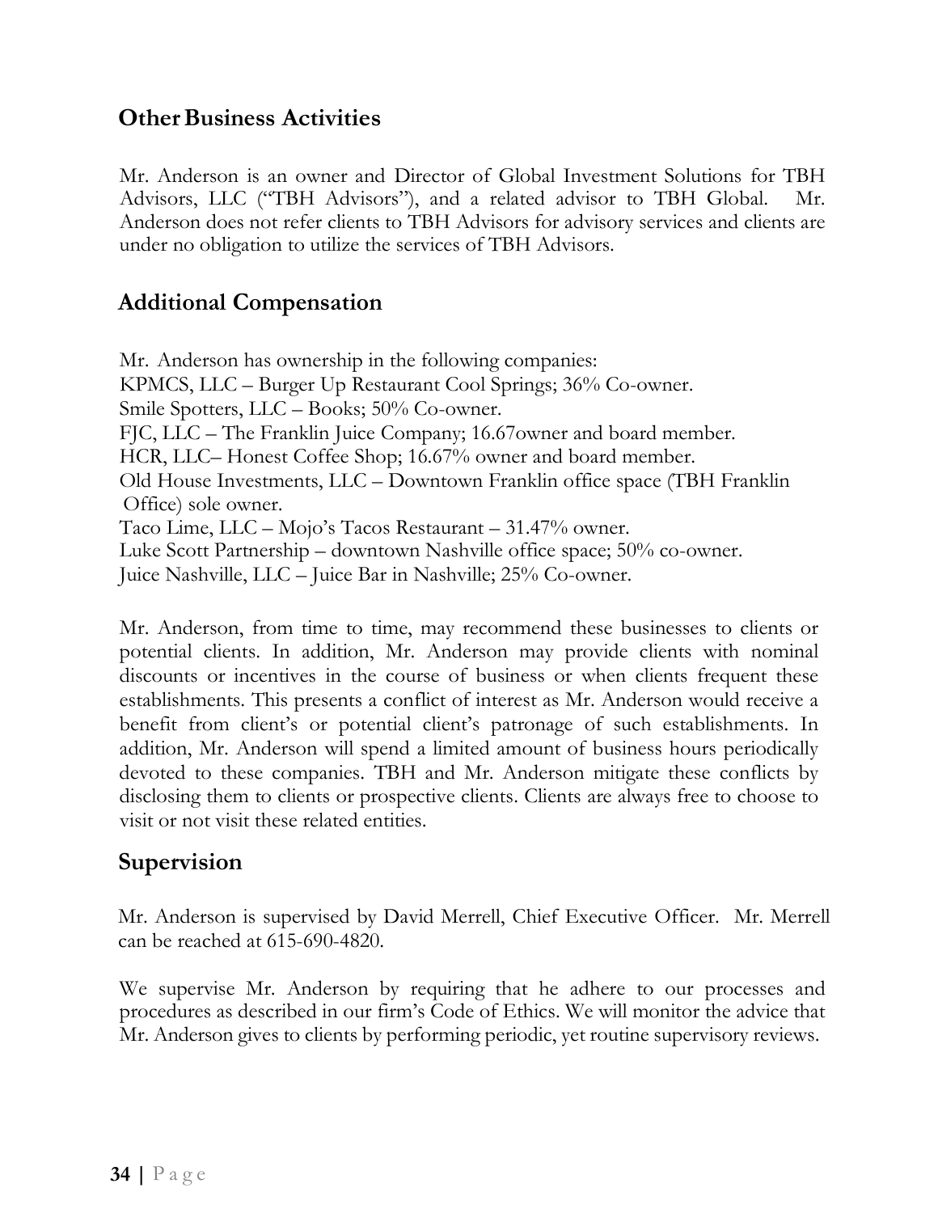## Other Business Activities

Mr. Anderson is an owner and Director of Global Investment Solutions for TBH Advisors, LLC ("TBH Advisors"), and a related advisor to TBH Global. Mr. Anderson does not refer clients to TBH Advisors for advisory services and clients are under no obligation to utilize the services of TBH Advisors.

## Additional Compensation

Mr. Anderson has ownership in the following companies:
KPMCS, LLC – Burger Up Restaurant Cool Springs; 36% Co-owner.
Smile Spotters, LLC – Books; 50% Co-owner.
FJC, LLC – The Franklin Juice Company; 16.67owner and board member.
HCR, LLC– Honest Coffee Shop; 16.67% owner and board member.
Old House Investments, LLC – Downtown Franklin office space (TBH Franklin Office) sole owner.
Taco Lime, LLC – Mojo's Tacos Restaurant – 31.47% owner.
Luke Scott Partnership – downtown Nashville office space; 50% co-owner.
Juice Nashville, LLC – Juice Bar in Nashville; 25% Co-owner.

Mr. Anderson, from time to time, may recommend these businesses to clients or potential clients. In addition, Mr. Anderson may provide clients with nominal discounts or incentives in the course of business or when clients frequent these establishments. This presents a conflict of interest as Mr. Anderson would receive a benefit from client's or potential client's patronage of such establishments. In addition, Mr. Anderson will spend a limited amount of business hours periodically devoted to these companies. TBH and Mr. Anderson mitigate these conflicts by disclosing them to clients or prospective clients. Clients are always free to choose to visit or not visit these related entities.

## Supervision

Mr. Anderson is supervised by David Merrell, Chief Executive Officer. Mr. Merrell can be reached at 615-690-4820.

We supervise Mr. Anderson by requiring that he adhere to our processes and procedures as described in our firm's Code of Ethics. We will monitor the advice that Mr. Anderson gives to clients by performing periodic, yet routine supervisory reviews.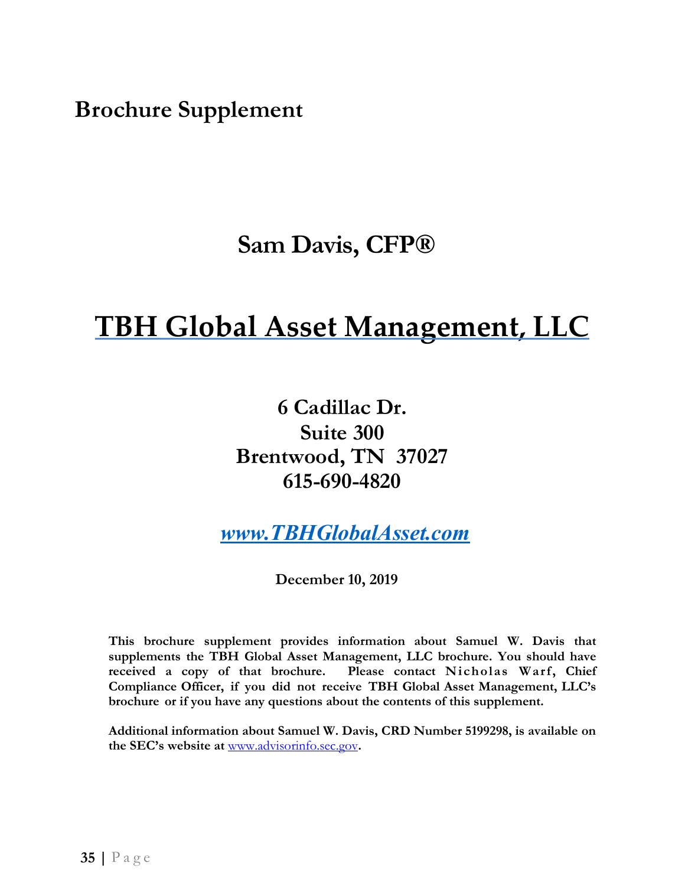# Brochure Supplement

## Sam Davis, CFP®

# TBH Global Asset Management, LLC

**6 Cadillac Dr.**
**Suite 300**
**Brentwood, TN 37027**
**615-690-4820**

***www.TBHGlobalAsset.com***

**December 10, 2019**

**This brochure supplement provides information about Samuel W. Davis that supplements the TBH Global Asset Management, LLC brochure. You should have received a copy of that brochure. Please contact Nicholas Warf, Chief Compliance Officer, if you did not receive TBH Global Asset Management, LLC's brochure or if you have any questions about the contents of this supplement.**

**Additional information about Samuel W. Davis, CRD Number 5199298, is available on the SEC's website at www.advisorinfo.sec.gov.**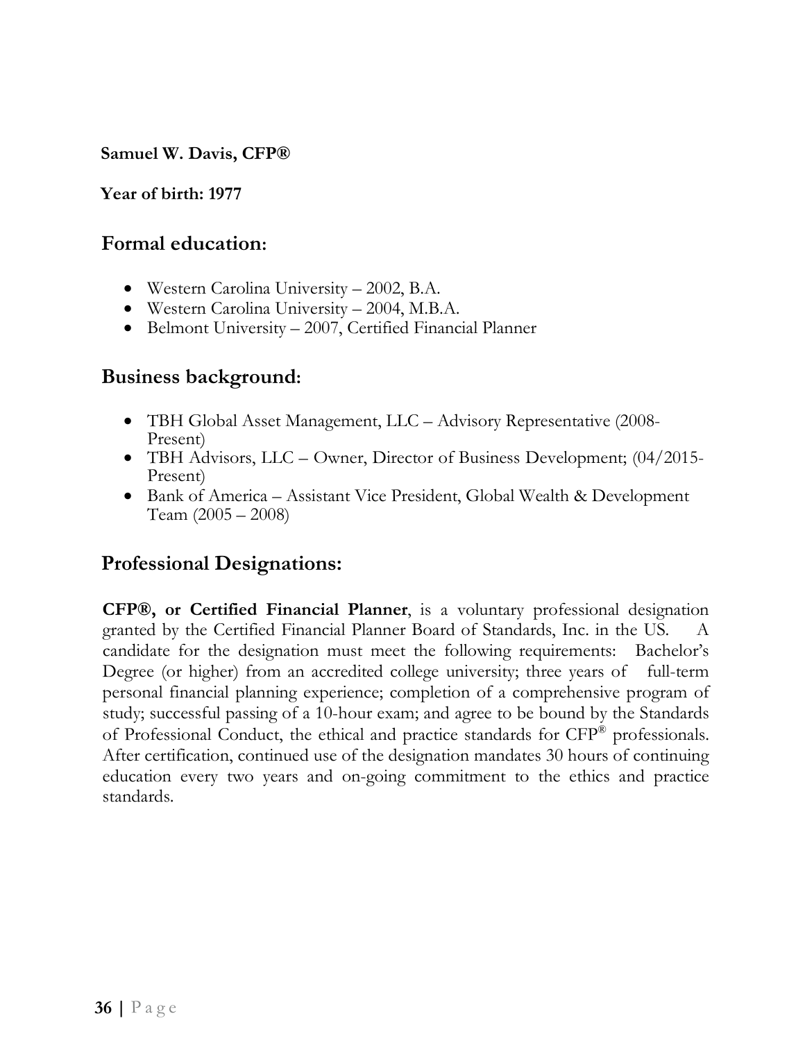**Samuel W. Davis, CFP®**

**Year of birth: 1977**

## Formal education:

- Western Carolina University – 2002, B.A.
- Western Carolina University – 2004, M.B.A.
- Belmont University – 2007, Certified Financial Planner

## Business background:

- TBH Global Asset Management, LLC – Advisory Representative (2008-Present)
- TBH Advisors, LLC – Owner, Director of Business Development; (04/2015-Present)
- Bank of America – Assistant Vice President, Global Wealth & Development Team (2005 – 2008)

## Professional Designations:

**CFP®, or Certified Financial Planner**, is a voluntary professional designation granted by the Certified Financial Planner Board of Standards, Inc. in the US. A candidate for the designation must meet the following requirements: Bachelor's Degree (or higher) from an accredited college university; three years of full-term personal financial planning experience; completion of a comprehensive program of study; successful passing of a 10-hour exam; and agree to be bound by the Standards of Professional Conduct, the ethical and practice standards for CFP® professionals. After certification, continued use of the designation mandates 30 hours of continuing education every two years and on-going commitment to the ethics and practice standards.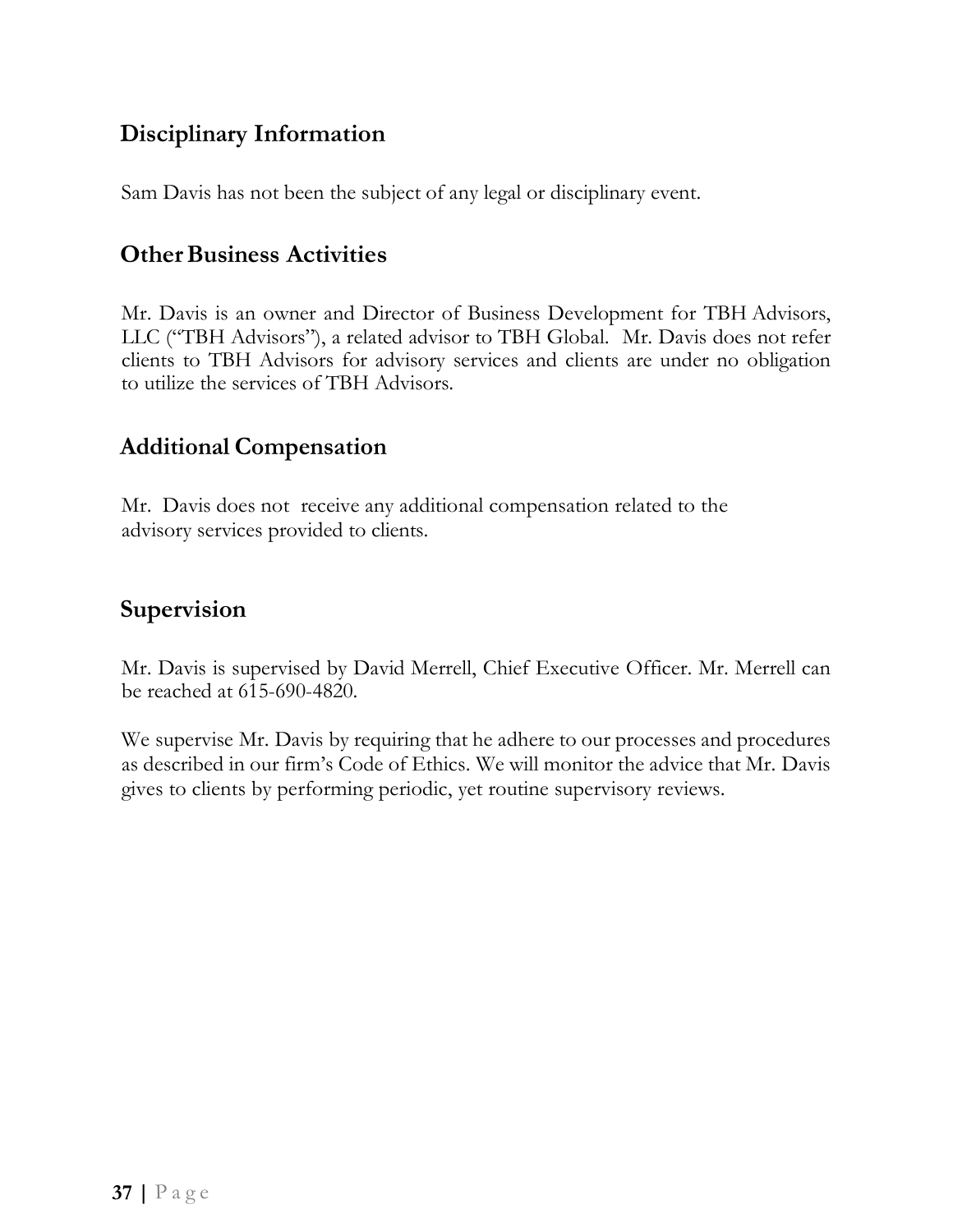## Disciplinary Information

Sam Davis has not been the subject of any legal or disciplinary event.

## Other Business Activities

Mr. Davis is an owner and Director of Business Development for TBH Advisors, LLC ("TBH Advisors"), a related advisor to TBH Global. Mr. Davis does not refer clients to TBH Advisors for advisory services and clients are under no obligation to utilize the services of TBH Advisors.

## Additional Compensation

Mr. Davis does not receive any additional compensation related to the advisory services provided to clients.

## Supervision

Mr. Davis is supervised by David Merrell, Chief Executive Officer. Mr. Merrell can be reached at 615-690-4820.

We supervise Mr. Davis by requiring that he adhere to our processes and procedures as described in our firm's Code of Ethics. We will monitor the advice that Mr. Davis gives to clients by performing periodic, yet routine supervisory reviews.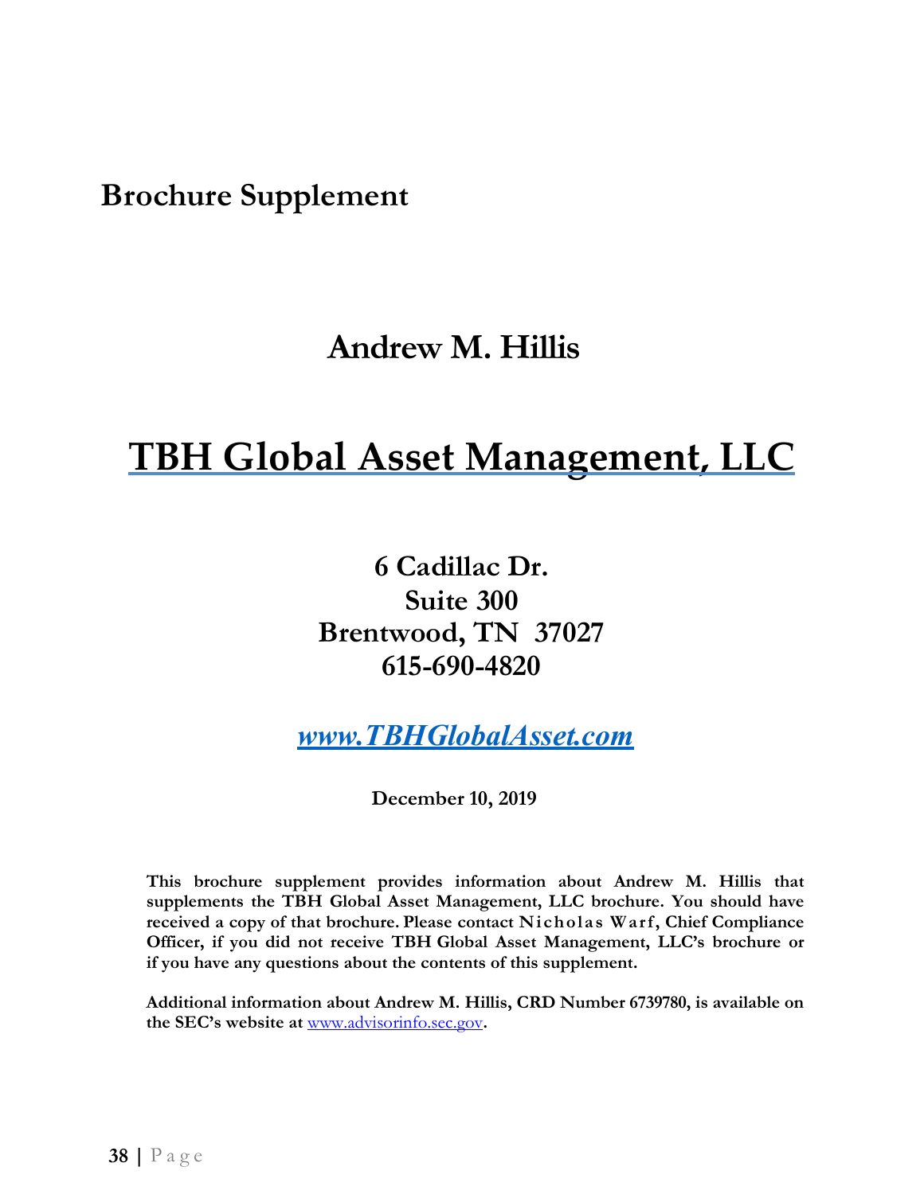# Brochure Supplement

## Andrew M. Hillis

# TBH Global Asset Management, LLC

**6 Cadillac Dr.**
**Suite 300**
**Brentwood, TN 37027**
**615-690-4820**

***www.TBHGlobalAsset.com***

**December 10, 2019**

**This brochure supplement provides information about Andrew M. Hillis that supplements the TBH Global Asset Management, LLC brochure. You should have received a copy of that brochure. Please contact Nicholas Warf, Chief Compliance Officer, if you did not receive TBH Global Asset Management, LLC's brochure or if you have any questions about the contents of this supplement.**

**Additional information about Andrew M. Hillis, CRD Number 6739780, is available on the SEC's website at www.advisorinfo.sec.gov.**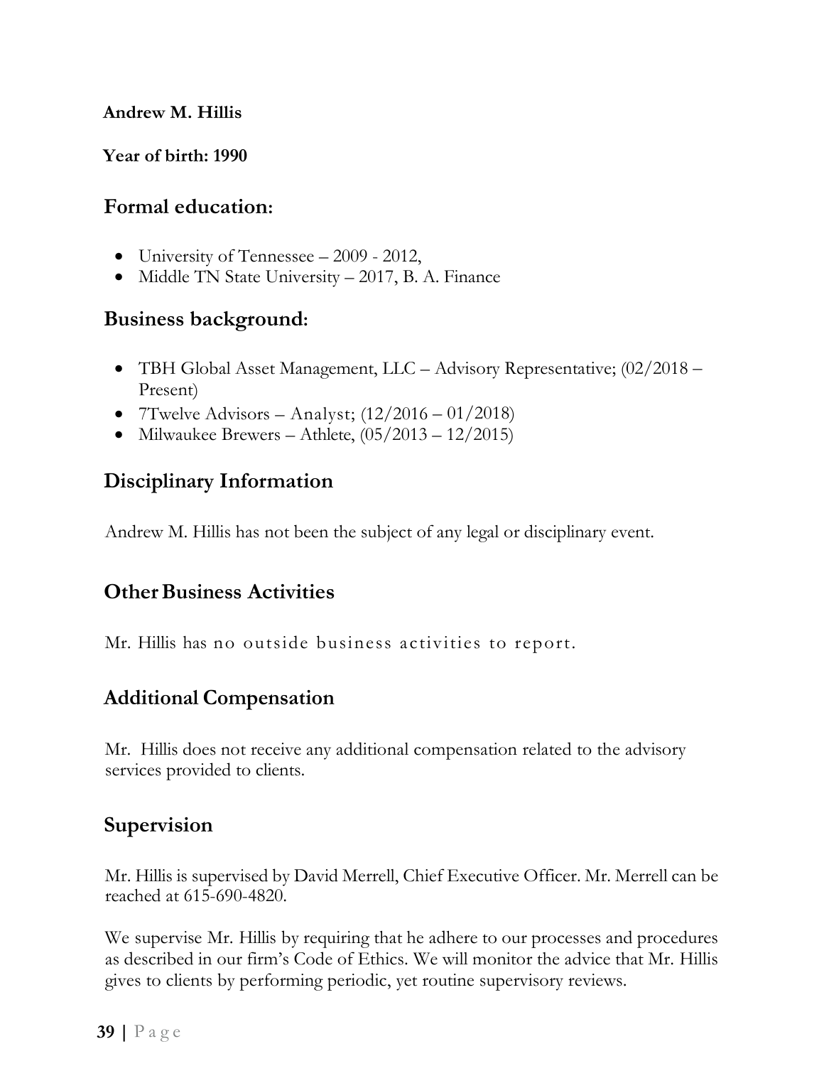**Andrew M. Hillis**

**Year of birth: 1990**

## Formal education:

- University of Tennessee – 2009 - 2012,
- Middle TN State University – 2017, B. A. Finance

## Business background:

- TBH Global Asset Management, LLC – Advisory Representative; (02/2018 – Present)
- 7Twelve Advisors – Analyst; (12/2016 – 01/2018)
- Milwaukee Brewers – Athlete, (05/2013 – 12/2015)

## Disciplinary Information

Andrew M. Hillis has not been the subject of any legal or disciplinary event.

## Other Business Activities

Mr. Hillis has no outside business activities to report.

## Additional Compensation

Mr. Hillis does not receive any additional compensation related to the advisory services provided to clients.

## Supervision

Mr. Hillis is supervised by David Merrell, Chief Executive Officer. Mr. Merrell can be reached at 615-690-4820.

We supervise Mr. Hillis by requiring that he adhere to our processes and procedures as described in our firm's Code of Ethics. We will monitor the advice that Mr. Hillis gives to clients by performing periodic, yet routine supervisory reviews.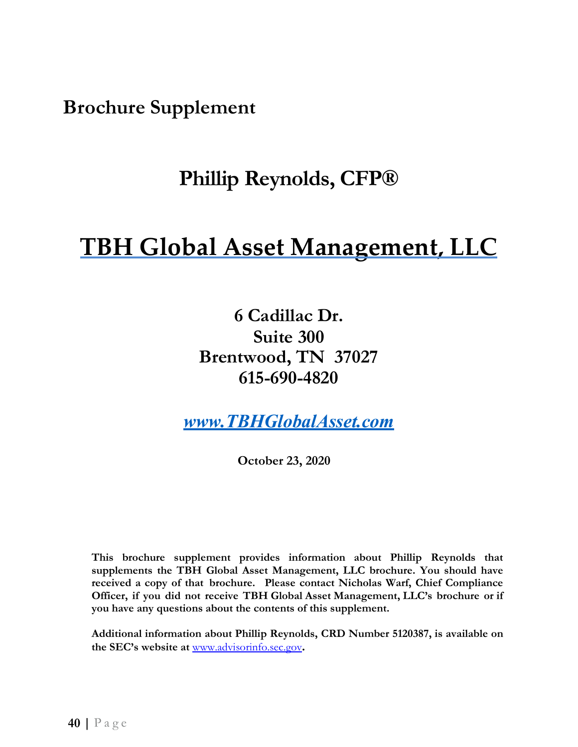# Brochure Supplement

## Phillip Reynolds, CFP®

# TBH Global Asset Management, LLC

**6 Cadillac Dr.**
**Suite 300**
**Brentwood, TN 37027**
**615-690-4820**

***www.TBHGlobalAsset.com***

**October 23, 2020**

**This brochure supplement provides information about Phillip Reynolds that supplements the TBH Global Asset Management, LLC brochure. You should have received a copy of that brochure. Please contact Nicholas Warf, Chief Compliance Officer, if you did not receive TBH Global Asset Management, LLC's brochure or if you have any questions about the contents of this supplement.**

**Additional information about Phillip Reynolds, CRD Number 5120387, is available on the SEC's website at www.advisorinfo.sec.gov.**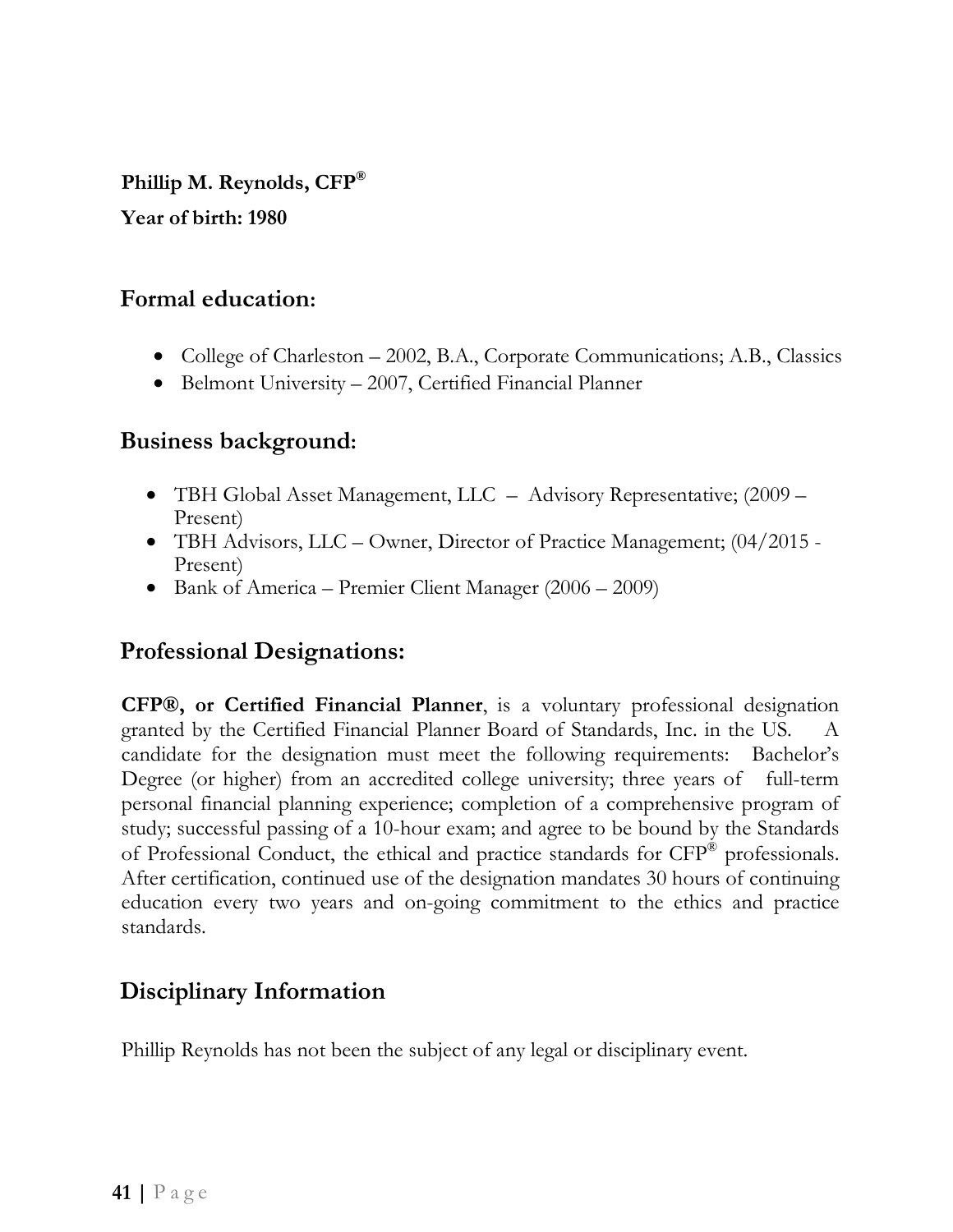**Phillip M. Reynolds, CFP®**

**Year of birth: 1980**

## Formal education:

- College of Charleston – 2002, B.A., Corporate Communications; A.B., Classics
- Belmont University – 2007, Certified Financial Planner

## Business background:

- TBH Global Asset Management, LLC – Advisory Representative; (2009 – Present)
- TBH Advisors, LLC – Owner, Director of Practice Management; (04/2015 - Present)
- Bank of America – Premier Client Manager (2006 – 2009)

## Professional Designations:

**CFP®, or Certified Financial Planner**, is a voluntary professional designation granted by the Certified Financial Planner Board of Standards, Inc. in the US. A candidate for the designation must meet the following requirements: Bachelor's Degree (or higher) from an accredited college university; three years of full-term personal financial planning experience; completion of a comprehensive program of study; successful passing of a 10-hour exam; and agree to be bound by the Standards of Professional Conduct, the ethical and practice standards for CFP® professionals. After certification, continued use of the designation mandates 30 hours of continuing education every two years and on-going commitment to the ethics and practice standards.

## Disciplinary Information

Phillip Reynolds has not been the subject of any legal or disciplinary event.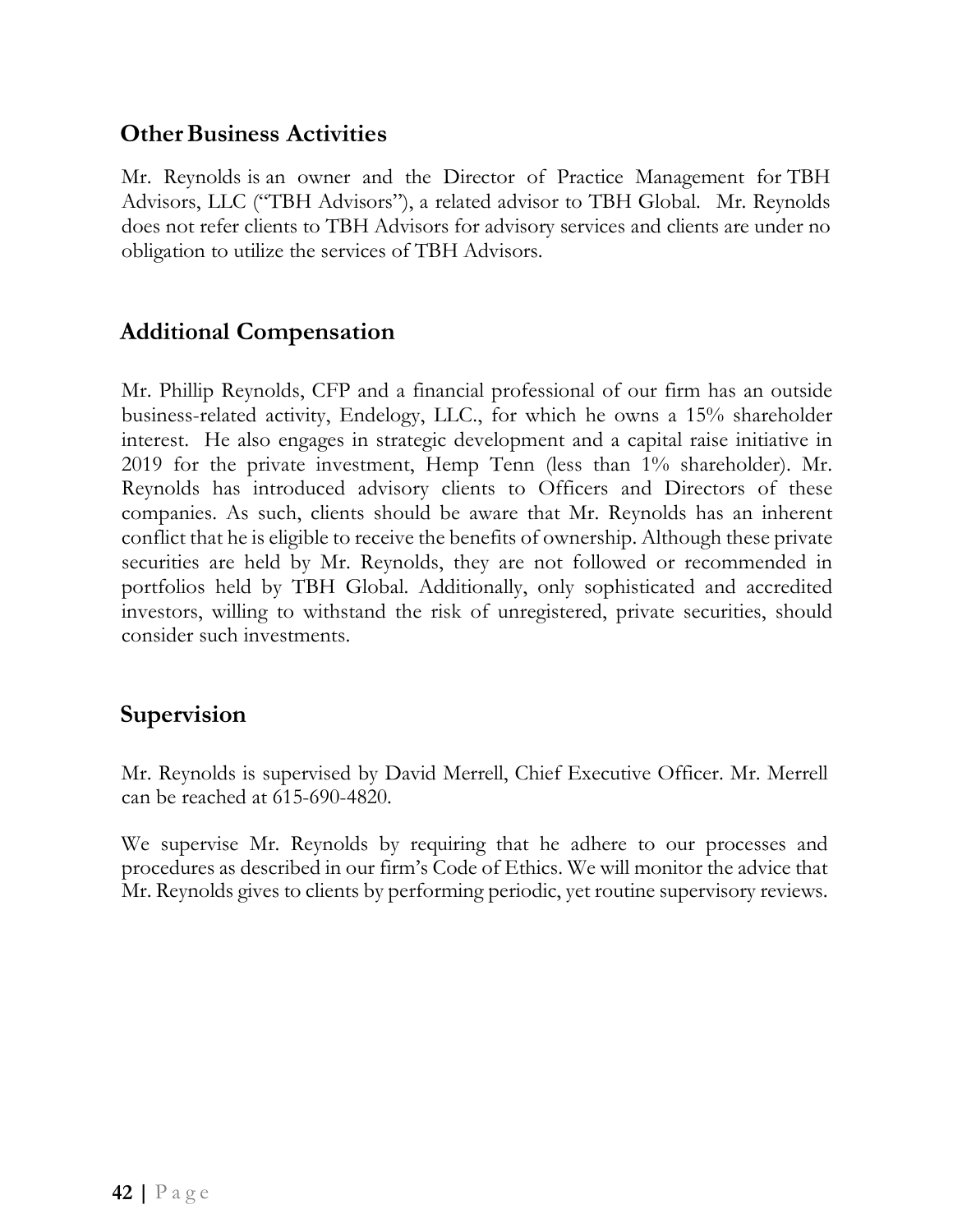## Other Business Activities

Mr. Reynolds is an owner and the Director of Practice Management for TBH Advisors, LLC ("TBH Advisors"), a related advisor to TBH Global. Mr. Reynolds does not refer clients to TBH Advisors for advisory services and clients are under no obligation to utilize the services of TBH Advisors.

## Additional Compensation

Mr. Phillip Reynolds, CFP and a financial professional of our firm has an outside business-related activity, Endelogy, LLC., for which he owns a 15% shareholder interest. He also engages in strategic development and a capital raise initiative in 2019 for the private investment, Hemp Tenn (less than 1% shareholder). Mr. Reynolds has introduced advisory clients to Officers and Directors of these companies. As such, clients should be aware that Mr. Reynolds has an inherent conflict that he is eligible to receive the benefits of ownership. Although these private securities are held by Mr. Reynolds, they are not followed or recommended in portfolios held by TBH Global. Additionally, only sophisticated and accredited investors, willing to withstand the risk of unregistered, private securities, should consider such investments.

## Supervision

Mr. Reynolds is supervised by David Merrell, Chief Executive Officer. Mr. Merrell can be reached at 615-690-4820.

We supervise Mr. Reynolds by requiring that he adhere to our processes and procedures as described in our firm's Code of Ethics. We will monitor the advice that Mr. Reynolds gives to clients by performing periodic, yet routine supervisory reviews.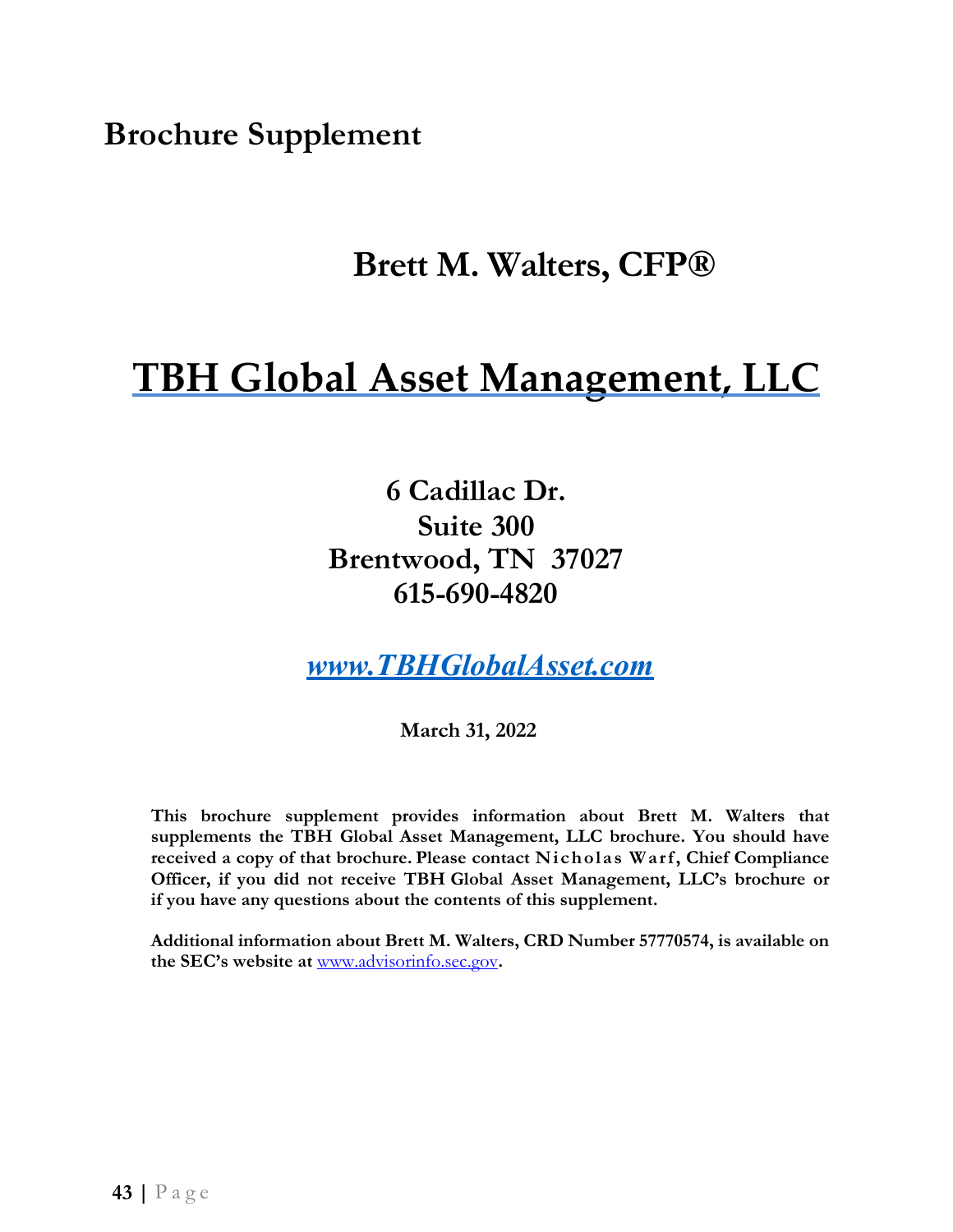# Brochure Supplement

## Brett M. Walters, CFP®

# TBH Global Asset Management, LLC

**6 Cadillac Dr.**
**Suite 300**
**Brentwood, TN 37027**
**615-690-4820**

***www.TBHGlobalAsset.com***

**March 31, 2022**

**This brochure supplement provides information about Brett M. Walters that supplements the TBH Global Asset Management, LLC brochure. You should have received a copy of that brochure. Please contact Nicholas Warf, Chief Compliance Officer, if you did not receive TBH Global Asset Management, LLC's brochure or if you have any questions about the contents of this supplement.**

**Additional information about Brett M. Walters, CRD Number 57770574, is available on the SEC's website at www.advisorinfo.sec.gov.**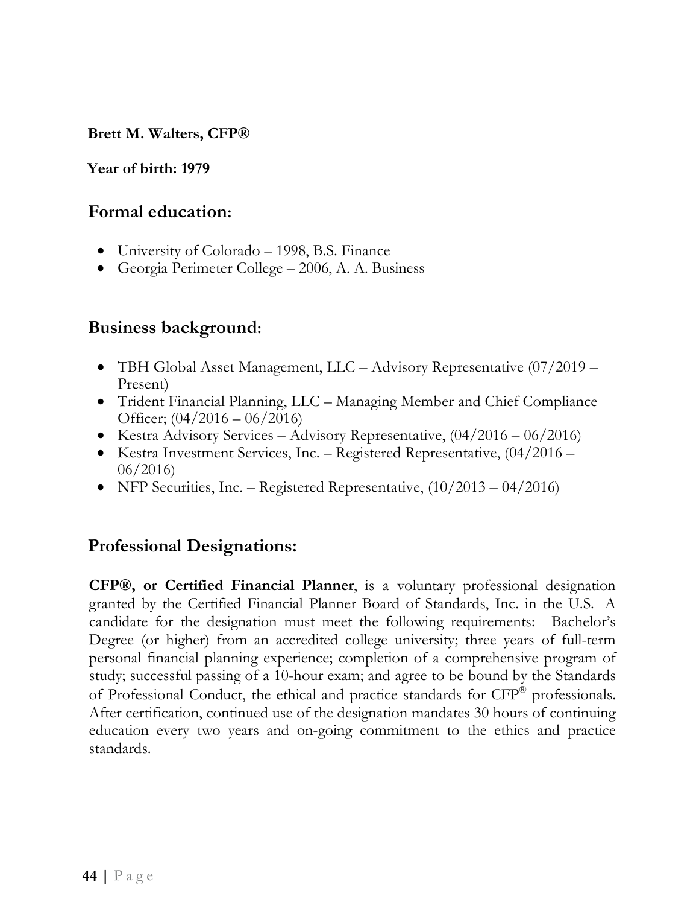**Brett M. Walters, CFP®**

**Year of birth: 1979**

## Formal education:

- University of Colorado – 1998, B.S. Finance
- Georgia Perimeter College – 2006, A. A. Business

## Business background:

- TBH Global Asset Management, LLC – Advisory Representative (07/2019 – Present)
- Trident Financial Planning, LLC – Managing Member and Chief Compliance Officer; (04/2016 – 06/2016)
- Kestra Advisory Services – Advisory Representative, (04/2016 – 06/2016)
- Kestra Investment Services, Inc. – Registered Representative, (04/2016 – 06/2016)
- NFP Securities, Inc. – Registered Representative, (10/2013 – 04/2016)

## Professional Designations:

**CFP®, or Certified Financial Planner**, is a voluntary professional designation granted by the Certified Financial Planner Board of Standards, Inc. in the U.S. A candidate for the designation must meet the following requirements: Bachelor's Degree (or higher) from an accredited college university; three years of full-term personal financial planning experience; completion of a comprehensive program of study; successful passing of a 10-hour exam; and agree to be bound by the Standards of Professional Conduct, the ethical and practice standards for CFP® professionals. After certification, continued use of the designation mandates 30 hours of continuing education every two years and on-going commitment to the ethics and practice standards.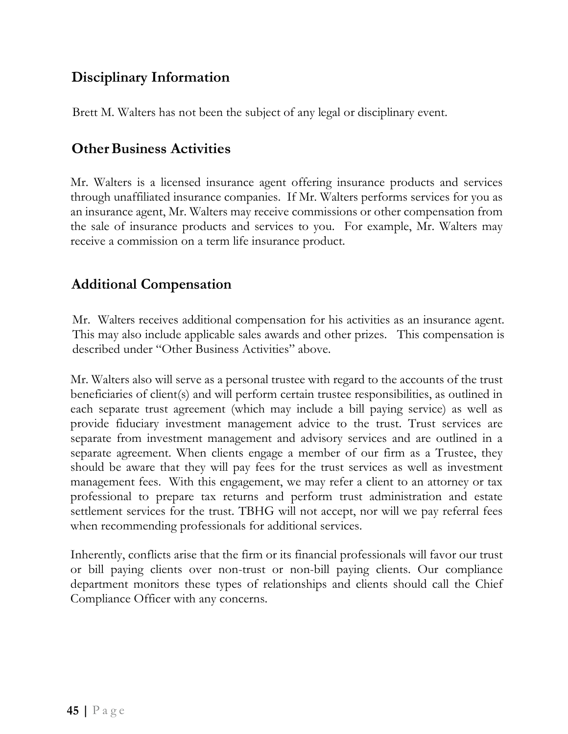## Disciplinary Information

Brett M. Walters has not been the subject of any legal or disciplinary event.

## Other Business Activities

Mr. Walters is a licensed insurance agent offering insurance products and services through unaffiliated insurance companies. If Mr. Walters performs services for you as an insurance agent, Mr. Walters may receive commissions or other compensation from the sale of insurance products and services to you. For example, Mr. Walters may receive a commission on a term life insurance product.

## Additional Compensation

Mr. Walters receives additional compensation for his activities as an insurance agent. This may also include applicable sales awards and other prizes. This compensation is described under "Other Business Activities" above.

Mr. Walters also will serve as a personal trustee with regard to the accounts of the trust beneficiaries of client(s) and will perform certain trustee responsibilities, as outlined in each separate trust agreement (which may include a bill paying service) as well as provide fiduciary investment management advice to the trust. Trust services are separate from investment management and advisory services and are outlined in a separate agreement. When clients engage a member of our firm as a Trustee, they should be aware that they will pay fees for the trust services as well as investment management fees. With this engagement, we may refer a client to an attorney or tax professional to prepare tax returns and perform trust administration and estate settlement services for the trust. TBHG will not accept, nor will we pay referral fees when recommending professionals for additional services.

Inherently, conflicts arise that the firm or its financial professionals will favor our trust or bill paying clients over non-trust or non-bill paying clients. Our compliance department monitors these types of relationships and clients should call the Chief Compliance Officer with any concerns.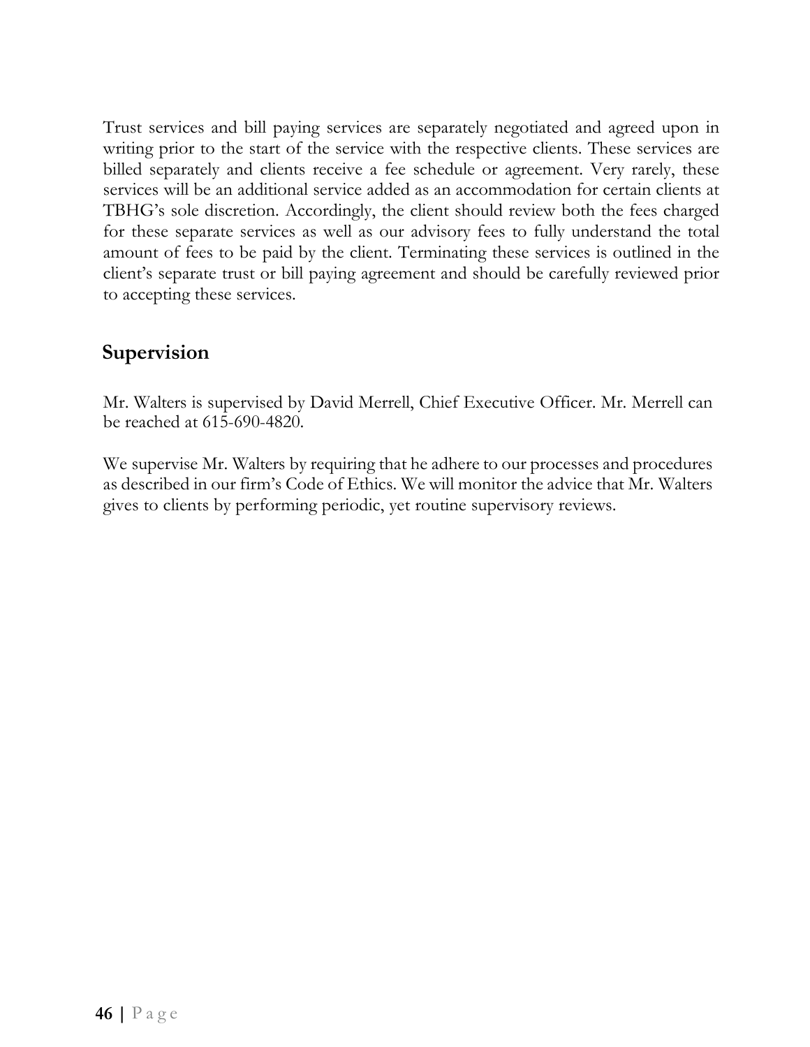Trust services and bill paying services are separately negotiated and agreed upon in writing prior to the start of the service with the respective clients. These services are billed separately and clients receive a fee schedule or agreement. Very rarely, these services will be an additional service added as an accommodation for certain clients at TBHG's sole discretion. Accordingly, the client should review both the fees charged for these separate services as well as our advisory fees to fully understand the total amount of fees to be paid by the client. Terminating these services is outlined in the client's separate trust or bill paying agreement and should be carefully reviewed prior to accepting these services.

## Supervision

Mr. Walters is supervised by David Merrell, Chief Executive Officer. Mr. Merrell can be reached at 615-690-4820.

We supervise Mr. Walters by requiring that he adhere to our processes and procedures as described in our firm's Code of Ethics. We will monitor the advice that Mr. Walters gives to clients by performing periodic, yet routine supervisory reviews.